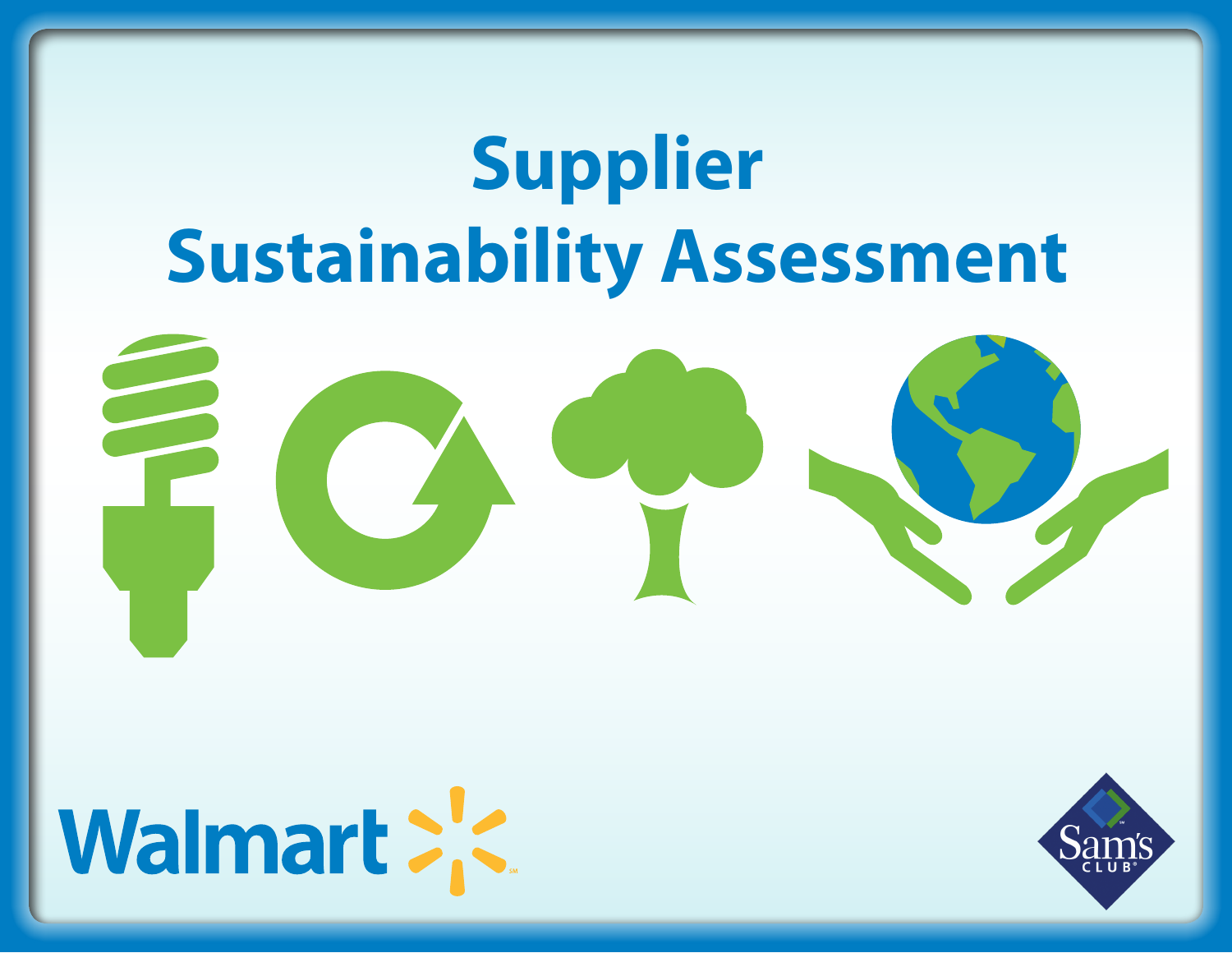# Supplier Sustainability Assessment

Walmart

Sam's Club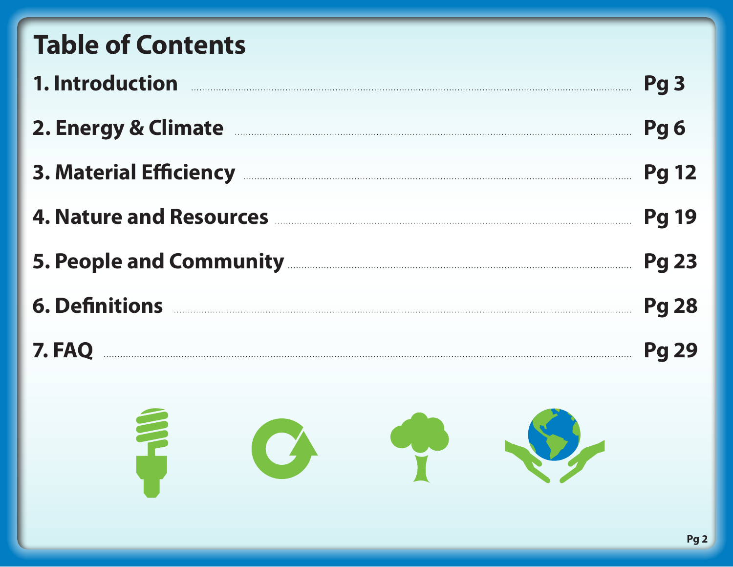# Table of Contents

| Section | Page |
| --- | --- |
| 1. Introduction | Pg 3 |
| 2. Energy & Climate | Pg 6 |
| 3. Material Efficiency | Pg 12 |
| 4. Nature and Resources | Pg 19 |
| 5. People and Community | Pg 23 |
| 6. Definitions | Pg 28 |
| 7. FAQ | Pg 29 |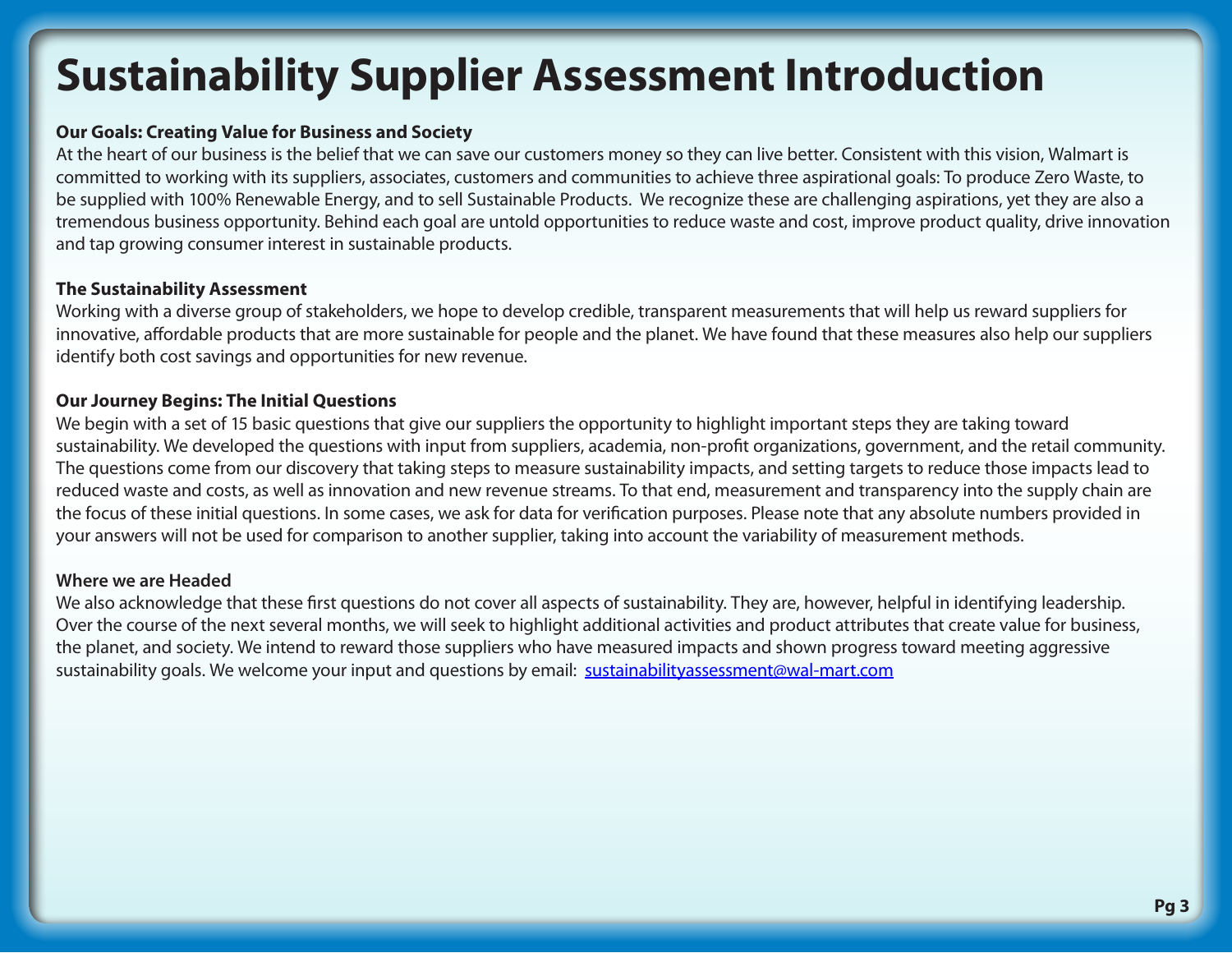# Sustainability Supplier Assessment Introduction

**Our Goals: Creating Value for Business and Society**

At the heart of our business is the belief that we can save our customers money so they can live better. Consistent with this vision, Walmart is committed to working with its suppliers, associates, customers and communities to achieve three aspirational goals: To produce Zero Waste, to be supplied with 100% Renewable Energy, and to sell Sustainable Products. We recognize these are challenging aspirations, yet they are also a tremendous business opportunity. Behind each goal are untold opportunities to reduce waste and cost, improve product quality, drive innovation and tap growing consumer interest in sustainable products.

**The Sustainability Assessment**

Working with a diverse group of stakeholders, we hope to develop credible, transparent measurements that will help us reward suppliers for innovative, affordable products that are more sustainable for people and the planet. We have found that these measures also help our suppliers identify both cost savings and opportunities for new revenue.

**Our Journey Begins: The Initial Questions**

We begin with a set of 15 basic questions that give our suppliers the opportunity to highlight important steps they are taking toward sustainability. We developed the questions with input from suppliers, academia, non-profit organizations, government, and the retail community. The questions come from our discovery that taking steps to measure sustainability impacts, and setting targets to reduce those impacts lead to reduced waste and costs, as well as innovation and new revenue streams. To that end, measurement and transparency into the supply chain are the focus of these initial questions. In some cases, we ask for data for verification purposes. Please note that any absolute numbers provided in your answers will not be used for comparison to another supplier, taking into account the variability of measurement methods.

**Where we are Headed**

We also acknowledge that these first questions do not cover all aspects of sustainability. They are, however, helpful in identifying leadership. Over the course of the next several months, we will seek to highlight additional activities and product attributes that create value for business, the planet, and society. We intend to reward those suppliers who have measured impacts and shown progress toward meeting aggressive sustainability goals. We welcome your input and questions by email: sustainabilityassessment@wal-mart.com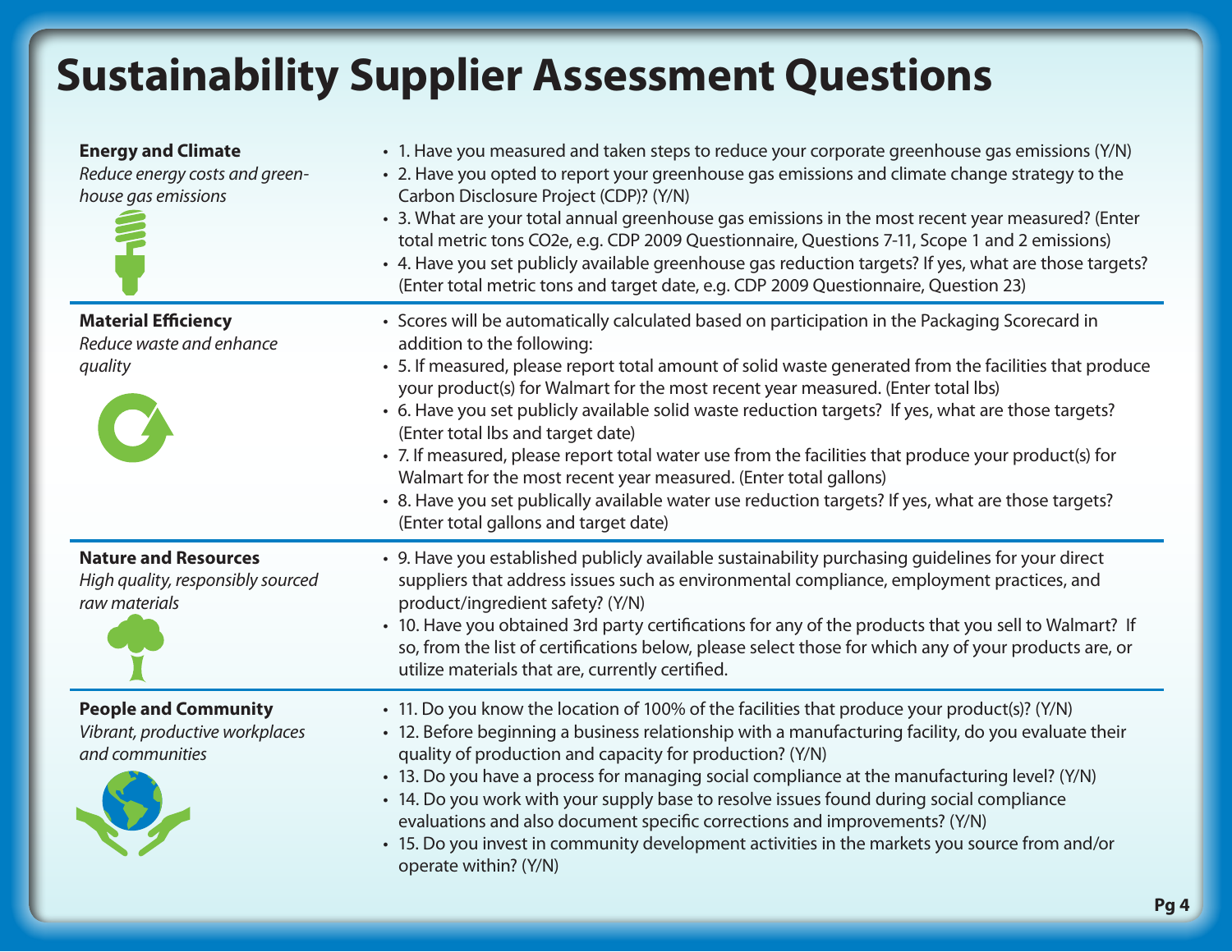# Sustainability Supplier Assessment Questions

**Energy and Climate**
*Reduce energy costs and greenhouse gas emissions*

- 1. Have you measured and taken steps to reduce your corporate greenhouse gas emissions (Y/N)
- 2. Have you opted to report your greenhouse gas emissions and climate change strategy to the Carbon Disclosure Project (CDP)? (Y/N)
- 3. What are your total annual greenhouse gas emissions in the most recent year measured? (Enter total metric tons CO2e, e.g. CDP 2009 Questionnaire, Questions 7-11, Scope 1 and 2 emissions)
- 4. Have you set publicly available greenhouse gas reduction targets? If yes, what are those targets? (Enter total metric tons and target date, e.g. CDP 2009 Questionnaire, Question 23)

**Material Efficiency**
*Reduce waste and enhance quality*

- Scores will be automatically calculated based on participation in the Packaging Scorecard in addition to the following:
- 5. If measured, please report total amount of solid waste generated from the facilities that produce your product(s) for Walmart for the most recent year measured. (Enter total lbs)
- 6. Have you set publicly available solid waste reduction targets? If yes, what are those targets? (Enter total lbs and target date)
- 7. If measured, please report total water use from the facilities that produce your product(s) for Walmart for the most recent year measured. (Enter total gallons)
- 8. Have you set publically available water use reduction targets? If yes, what are those targets? (Enter total gallons and target date)

**Nature and Resources**
*High quality, responsibly sourced raw materials*

- 9. Have you established publicly available sustainability purchasing guidelines for your direct suppliers that address issues such as environmental compliance, employment practices, and product/ingredient safety? (Y/N)
- 10. Have you obtained 3rd party certifications for any of the products that you sell to Walmart? If so, from the list of certifications below, please select those for which any of your products are, or utilize materials that are, currently certified.

**People and Community**
*Vibrant, productive workplaces and communities*

- 11. Do you know the location of 100% of the facilities that produce your product(s)? (Y/N)
- 12. Before beginning a business relationship with a manufacturing facility, do you evaluate their quality of production and capacity for production? (Y/N)
- 13. Do you have a process for managing social compliance at the manufacturing level? (Y/N)
- 14. Do you work with your supply base to resolve issues found during social compliance evaluations and also document specific corrections and improvements? (Y/N)
- 15. Do you invest in community development activities in the markets you source from and/or operate within? (Y/N)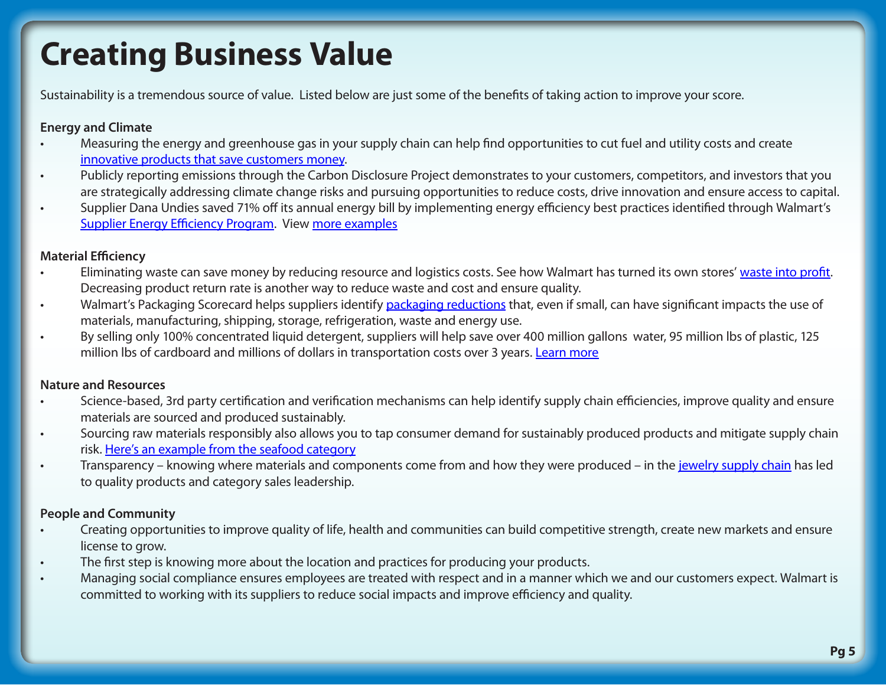# Creating Business Value

Sustainability is a tremendous source of value. Listed below are just some of the benefits of taking action to improve your score.

**Energy and Climate**

- Measuring the energy and greenhouse gas in your supply chain can help find opportunities to cut fuel and utility costs and create innovative products that save customers money.
- Publicly reporting emissions through the Carbon Disclosure Project demonstrates to your customers, competitors, and investors that you are strategically addressing climate change risks and pursuing opportunities to reduce costs, drive innovation and ensure access to capital.
- Supplier Dana Undies saved 71% off its annual energy bill by implementing energy efficiency best practices identified through Walmart's Supplier Energy Efficiency Program. View more examples

**Material Efficiency**

- Eliminating waste can save money by reducing resource and logistics costs. See how Walmart has turned its own stores' waste into profit. Decreasing product return rate is another way to reduce waste and cost and ensure quality.
- Walmart's Packaging Scorecard helps suppliers identify packaging reductions that, even if small, can have significant impacts the use of materials, manufacturing, shipping, storage, refrigeration, waste and energy use.
- By selling only 100% concentrated liquid detergent, suppliers will help save over 400 million gallons water, 95 million lbs of plastic, 125 million lbs of cardboard and millions of dollars in transportation costs over 3 years. Learn more

**Nature and Resources**

- Science-based, 3rd party certification and verification mechanisms can help identify supply chain efficiencies, improve quality and ensure materials are sourced and produced sustainably.
- Sourcing raw materials responsibly also allows you to tap consumer demand for sustainably produced products and mitigate supply chain risk. Here's an example from the seafood category
- Transparency – knowing where materials and components come from and how they were produced – in the jewelry supply chain has led to quality products and category sales leadership.

**People and Community**

- Creating opportunities to improve quality of life, health and communities can build competitive strength, create new markets and ensure license to grow.
- The first step is knowing more about the location and practices for producing your products.
- Managing social compliance ensures employees are treated with respect and in a manner which we and our customers expect. Walmart is committed to working with its suppliers to reduce social impacts and improve efficiency and quality.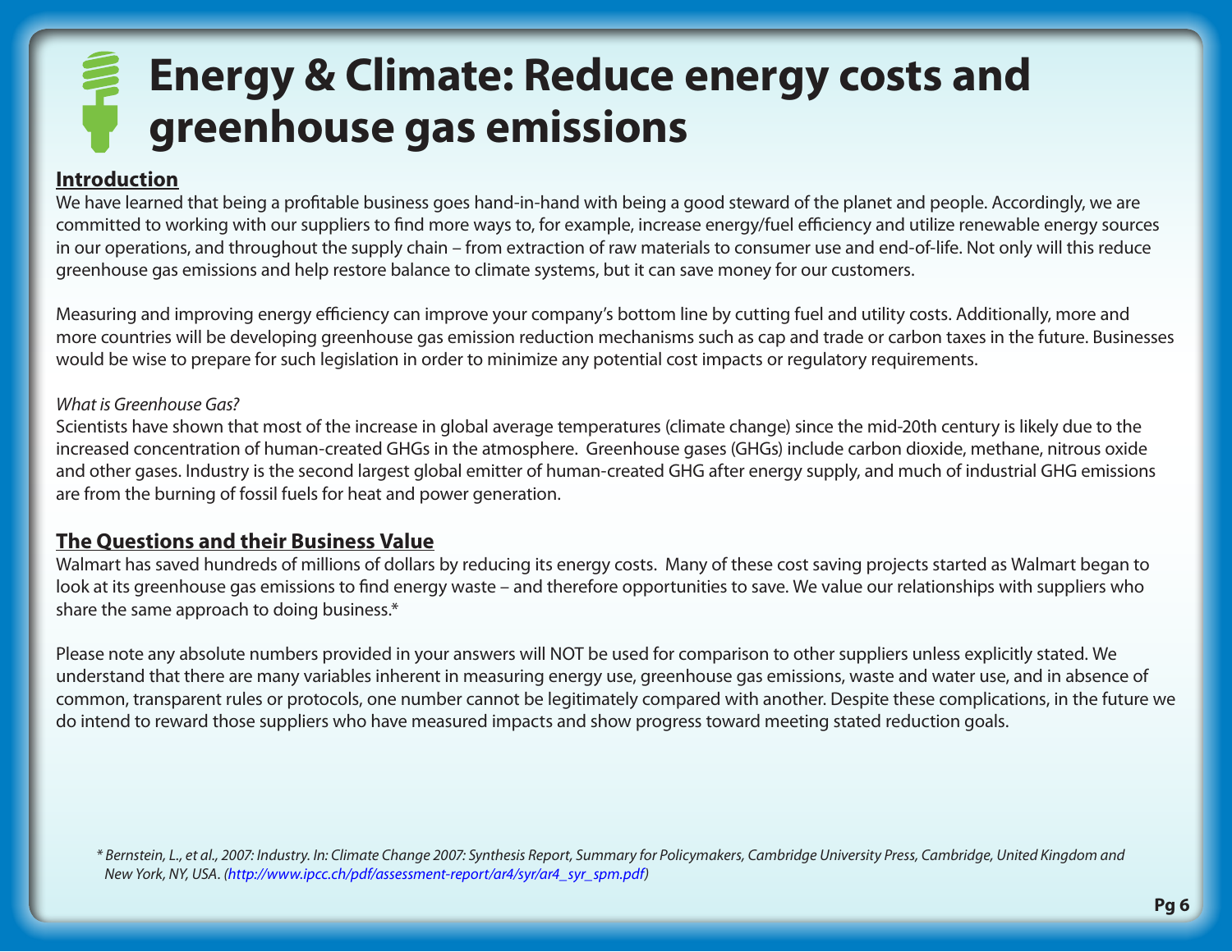# Energy & Climate: Reduce energy costs and greenhouse gas emissions

## Introduction

We have learned that being a profitable business goes hand-in-hand with being a good steward of the planet and people. Accordingly, we are committed to working with our suppliers to find more ways to, for example, increase energy/fuel efficiency and utilize renewable energy sources in our operations, and throughout the supply chain – from extraction of raw materials to consumer use and end-of-life. Not only will this reduce greenhouse gas emissions and help restore balance to climate systems, but it can save money for our customers.

Measuring and improving energy efficiency can improve your company's bottom line by cutting fuel and utility costs. Additionally, more and more countries will be developing greenhouse gas emission reduction mechanisms such as cap and trade or carbon taxes in the future. Businesses would be wise to prepare for such legislation in order to minimize any potential cost impacts or regulatory requirements.

*What is Greenhouse Gas?*

Scientists have shown that most of the increase in global average temperatures (climate change) since the mid-20th century is likely due to the increased concentration of human-created GHGs in the atmosphere. Greenhouse gases (GHGs) include carbon dioxide, methane, nitrous oxide and other gases. Industry is the second largest global emitter of human-created GHG after energy supply, and much of industrial GHG emissions are from the burning of fossil fuels for heat and power generation.

## The Questions and their Business Value

Walmart has saved hundreds of millions of dollars by reducing its energy costs. Many of these cost saving projects started as Walmart began to look at its greenhouse gas emissions to find energy waste – and therefore opportunities to save. We value our relationships with suppliers who share the same approach to doing business.*

Please note any absolute numbers provided in your answers will NOT be used for comparison to other suppliers unless explicitly stated. We understand that there are many variables inherent in measuring energy use, greenhouse gas emissions, waste and water use, and in absence of common, transparent rules or protocols, one number cannot be legitimately compared with another. Despite these complications, in the future we do intend to reward those suppliers who have measured impacts and show progress toward meeting stated reduction goals.

*\* Bernstein, L., et al., 2007: Industry. In: Climate Change 2007: Synthesis Report, Summary for Policymakers, Cambridge University Press, Cambridge, United Kingdom and New York, NY, USA. (http://www.ipcc.ch/pdf/assessment-report/ar4/syr/ar4_syr_spm.pdf)*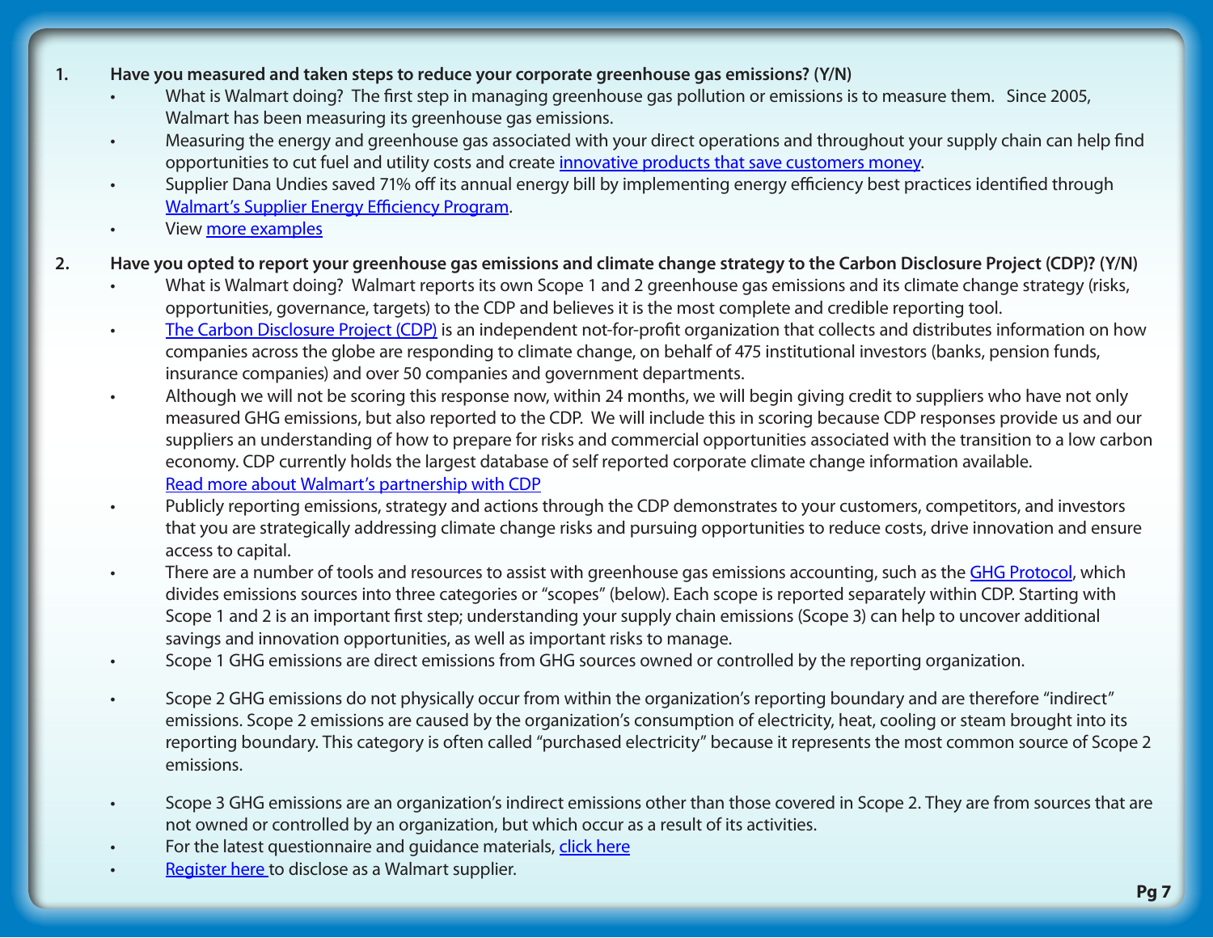1. **Have you measured and taken steps to reduce your corporate greenhouse gas emissions? (Y/N)**
   - What is Walmart doing? The first step in managing greenhouse gas pollution or emissions is to measure them. Since 2005, Walmart has been measuring its greenhouse gas emissions.
   - Measuring the energy and greenhouse gas associated with your direct operations and throughout your supply chain can help find opportunities to cut fuel and utility costs and create innovative products that save customers money.
   - Supplier Dana Undies saved 71% off its annual energy bill by implementing energy efficiency best practices identified through Walmart's Supplier Energy Efficiency Program.
   - View more examples

2. **Have you opted to report your greenhouse gas emissions and climate change strategy to the Carbon Disclosure Project (CDP)? (Y/N)**
   - What is Walmart doing? Walmart reports its own Scope 1 and 2 greenhouse gas emissions and its climate change strategy (risks, opportunities, governance, targets) to the CDP and believes it is the most complete and credible reporting tool.
   - The Carbon Disclosure Project (CDP) is an independent not-for-profit organization that collects and distributes information on how companies across the globe are responding to climate change, on behalf of 475 institutional investors (banks, pension funds, insurance companies) and over 50 companies and government departments.
   - Although we will not be scoring this response now, within 24 months, we will begin giving credit to suppliers who have not only measured GHG emissions, but also reported to the CDP. We will include this in scoring because CDP responses provide us and our suppliers an understanding of how to prepare for risks and commercial opportunities associated with the transition to a low carbon economy. CDP currently holds the largest database of self reported corporate climate change information available. Read more about Walmart's partnership with CDP
   - Publicly reporting emissions, strategy and actions through the CDP demonstrates to your customers, competitors, and investors that you are strategically addressing climate change risks and pursuing opportunities to reduce costs, drive innovation and ensure access to capital.
   - There are a number of tools and resources to assist with greenhouse gas emissions accounting, such as the GHG Protocol, which divides emissions sources into three categories or "scopes" (below). Each scope is reported separately within CDP. Starting with Scope 1 and 2 is an important first step; understanding your supply chain emissions (Scope 3) can help to uncover additional savings and innovation opportunities, as well as important risks to manage.
   - Scope 1 GHG emissions are direct emissions from GHG sources owned or controlled by the reporting organization.
   - Scope 2 GHG emissions do not physically occur from within the organization's reporting boundary and are therefore "indirect" emissions. Scope 2 emissions are caused by the organization's consumption of electricity, heat, cooling or steam brought into its reporting boundary. This category is often called "purchased electricity" because it represents the most common source of Scope 2 emissions.
   - Scope 3 GHG emissions are an organization's indirect emissions other than those covered in Scope 2. They are from sources that are not owned or controlled by an organization, but which occur as a result of its activities.
   - For the latest questionnaire and guidance materials, click here
   - Register here to disclose as a Walmart supplier.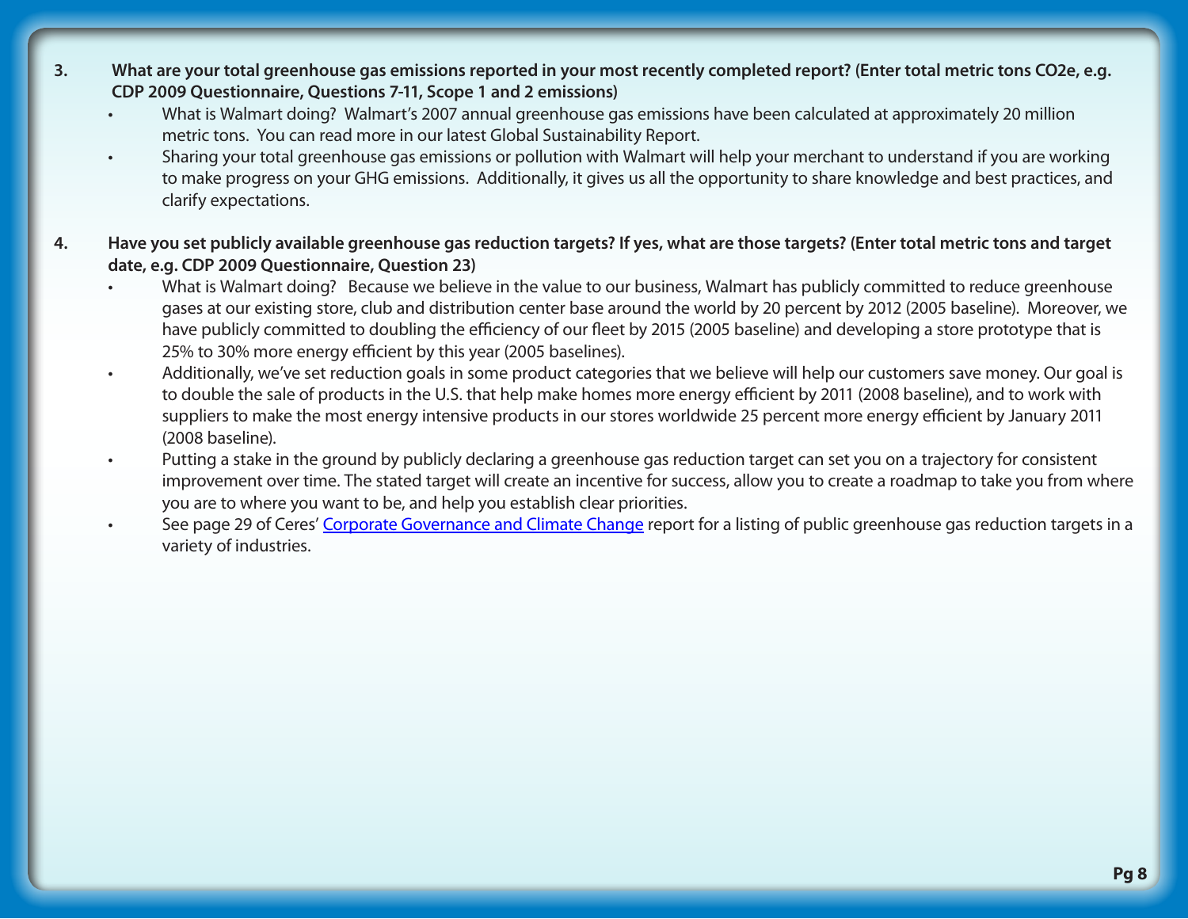3. **What are your total greenhouse gas emissions reported in your most recently completed report? (Enter total metric tons CO2e, e.g. CDP 2009 Questionnaire, Questions 7-11, Scope 1 and 2 emissions)**
   - What is Walmart doing? Walmart's 2007 annual greenhouse gas emissions have been calculated at approximately 20 million metric tons. You can read more in our latest Global Sustainability Report.
   - Sharing your total greenhouse gas emissions or pollution with Walmart will help your merchant to understand if you are working to make progress on your GHG emissions. Additionally, it gives us all the opportunity to share knowledge and best practices, and clarify expectations.

4. **Have you set publicly available greenhouse gas reduction targets? If yes, what are those targets? (Enter total metric tons and target date, e.g. CDP 2009 Questionnaire, Question 23)**
   - What is Walmart doing? Because we believe in the value to our business, Walmart has publicly committed to reduce greenhouse gases at our existing store, club and distribution center base around the world by 20 percent by 2012 (2005 baseline). Moreover, we have publicly committed to doubling the efficiency of our fleet by 2015 (2005 baseline) and developing a store prototype that is 25% to 30% more energy efficient by this year (2005 baselines).
   - Additionally, we've set reduction goals in some product categories that we believe will help our customers save money. Our goal is to double the sale of products in the U.S. that help make homes more energy efficient by 2011 (2008 baseline), and to work with suppliers to make the most energy intensive products in our stores worldwide 25 percent more energy efficient by January 2011 (2008 baseline).
   - Putting a stake in the ground by publicly declaring a greenhouse gas reduction target can set you on a trajectory for consistent improvement over time. The stated target will create an incentive for success, allow you to create a roadmap to take you from where you are to where you want to be, and help you establish clear priorities.
   - See page 29 of Ceres' Corporate Governance and Climate Change report for a listing of public greenhouse gas reduction targets in a variety of industries.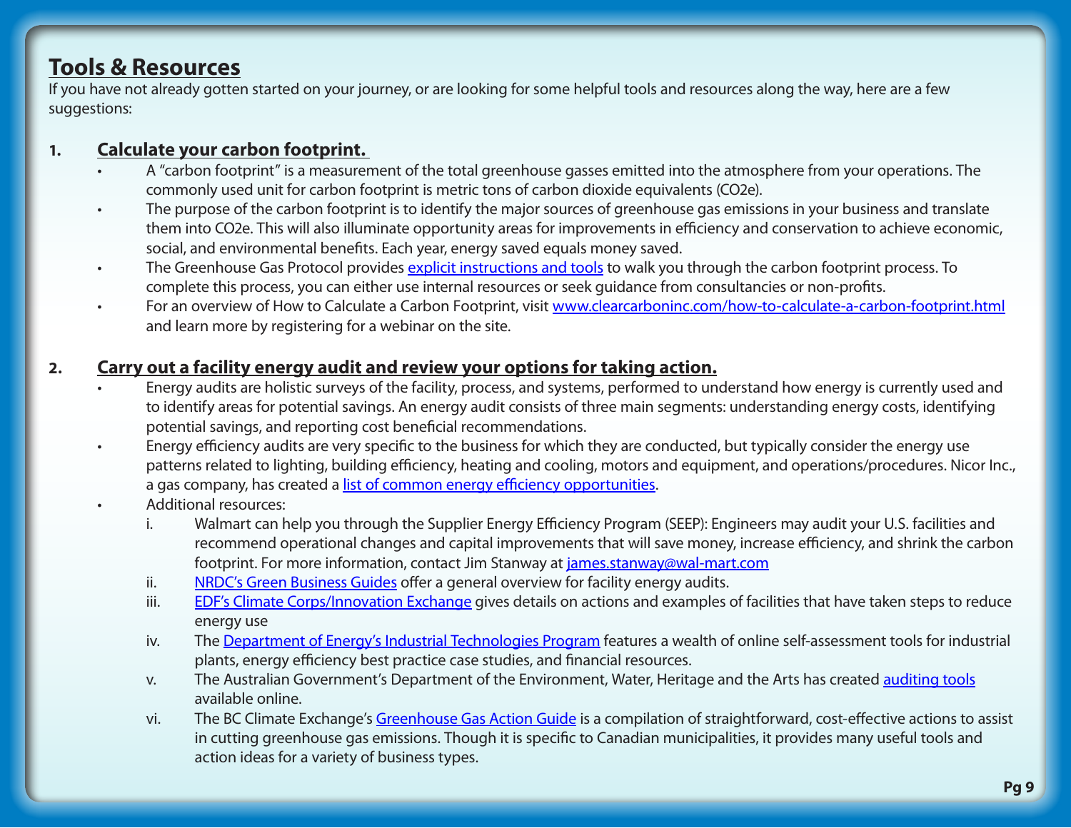## Tools & Resources

If you have not already gotten started on your journey, or are looking for some helpful tools and resources along the way, here are a few suggestions:

1. **Calculate your carbon footprint.**
    - A "carbon footprint" is a measurement of the total greenhouse gasses emitted into the atmosphere from your operations. The commonly used unit for carbon footprint is metric tons of carbon dioxide equivalents (CO2e).
    - The purpose of the carbon footprint is to identify the major sources of greenhouse gas emissions in your business and translate them into CO2e. This will also illuminate opportunity areas for improvements in efficiency and conservation to achieve economic, social, and environmental benefits. Each year, energy saved equals money saved.
    - The Greenhouse Gas Protocol provides explicit instructions and tools to walk you through the carbon footprint process. To complete this process, you can either use internal resources or seek guidance from consultancies or non-profits.
    - For an overview of How to Calculate a Carbon Footprint, visit www.clearcarboninc.com/how-to-calculate-a-carbon-footprint.html and learn more by registering for a webinar on the site.

2. **Carry out a facility energy audit and review your options for taking action.**
    - Energy audits are holistic surveys of the facility, process, and systems, performed to understand how energy is currently used and to identify areas for potential savings. An energy audit consists of three main segments: understanding energy costs, identifying potential savings, and reporting cost beneficial recommendations.
    - Energy efficiency audits are very specific to the business for which they are conducted, but typically consider the energy use patterns related to lighting, building efficiency, heating and cooling, motors and equipment, and operations/procedures. Nicor Inc., a gas company, has created a list of common energy efficiency opportunities.
    - Additional resources:
        i. Walmart can help you through the Supplier Energy Efficiency Program (SEEP): Engineers may audit your U.S. facilities and recommend operational changes and capital improvements that will save money, increase efficiency, and shrink the carbon footprint. For more information, contact Jim Stanway at james.stanway@wal-mart.com
        ii. NRDC's Green Business Guides offer a general overview for facility energy audits.
        iii. EDF's Climate Corps/Innovation Exchange gives details on actions and examples of facilities that have taken steps to reduce energy use
        iv. The Department of Energy's Industrial Technologies Program features a wealth of online self-assessment tools for industrial plants, energy efficiency best practice case studies, and financial resources.
        v. The Australian Government's Department of the Environment, Water, Heritage and the Arts has created auditing tools available online.
        vi. The BC Climate Exchange's Greenhouse Gas Action Guide is a compilation of straightforward, cost-effective actions to assist in cutting greenhouse gas emissions. Though it is specific to Canadian municipalities, it provides many useful tools and action ideas for a variety of business types.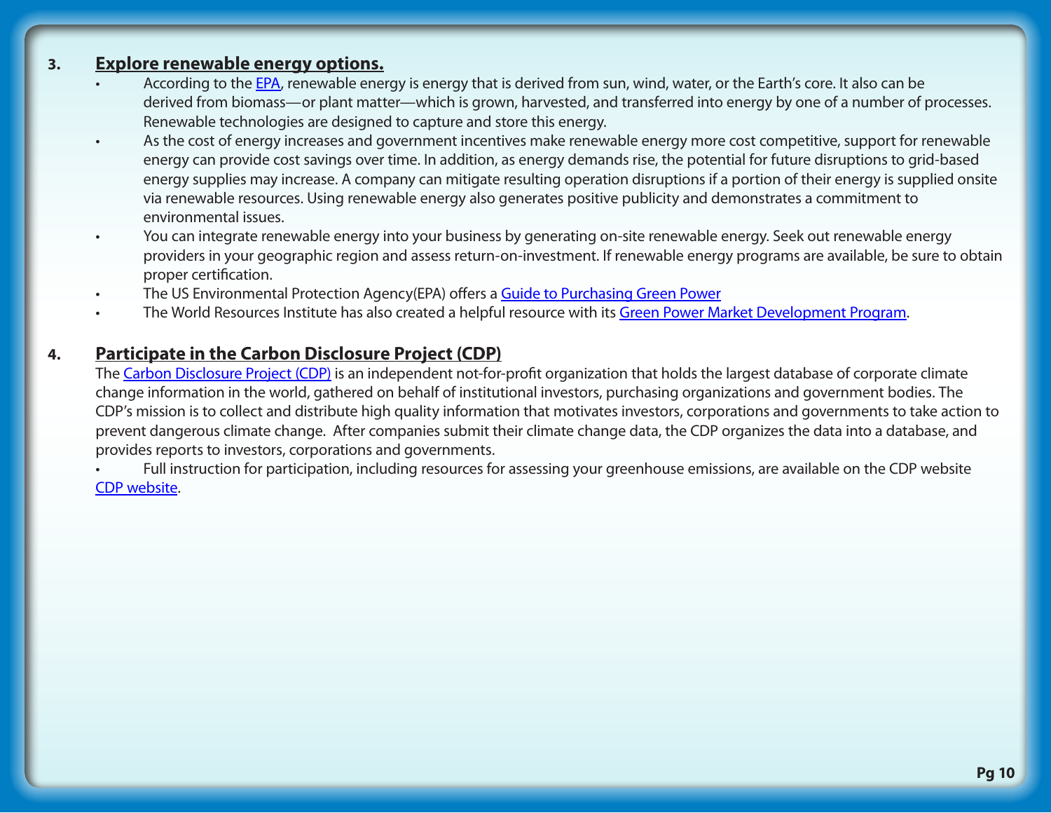### 3. Explore renewable energy options.

- According to the EPA, renewable energy is energy that is derived from sun, wind, water, or the Earth's core. It also can be derived from biomass—or plant matter—which is grown, harvested, and transferred into energy by one of a number of processes. Renewable technologies are designed to capture and store this energy.
- As the cost of energy increases and government incentives make renewable energy more cost competitive, support for renewable energy can provide cost savings over time. In addition, as energy demands rise, the potential for future disruptions to grid-based energy supplies may increase. A company can mitigate resulting operation disruptions if a portion of their energy is supplied onsite via renewable resources. Using renewable energy also generates positive publicity and demonstrates a commitment to environmental issues.
- You can integrate renewable energy into your business by generating on-site renewable energy. Seek out renewable energy providers in your geographic region and assess return-on-investment. If renewable energy programs are available, be sure to obtain proper certification.
- The US Environmental Protection Agency(EPA) offers a Guide to Purchasing Green Power
- The World Resources Institute has also created a helpful resource with its Green Power Market Development Program.

### 4. Participate in the Carbon Disclosure Project (CDP)

The Carbon Disclosure Project (CDP) is an independent not-for-profit organization that holds the largest database of corporate climate change information in the world, gathered on behalf of institutional investors, purchasing organizations and government bodies. The CDP's mission is to collect and distribute high quality information that motivates investors, corporations and governments to take action to prevent dangerous climate change. After companies submit their climate change data, the CDP organizes the data into a database, and provides reports to investors, corporations and governments.

- Full instruction for participation, including resources for assessing your greenhouse emissions, are available on the CDP website CDP website.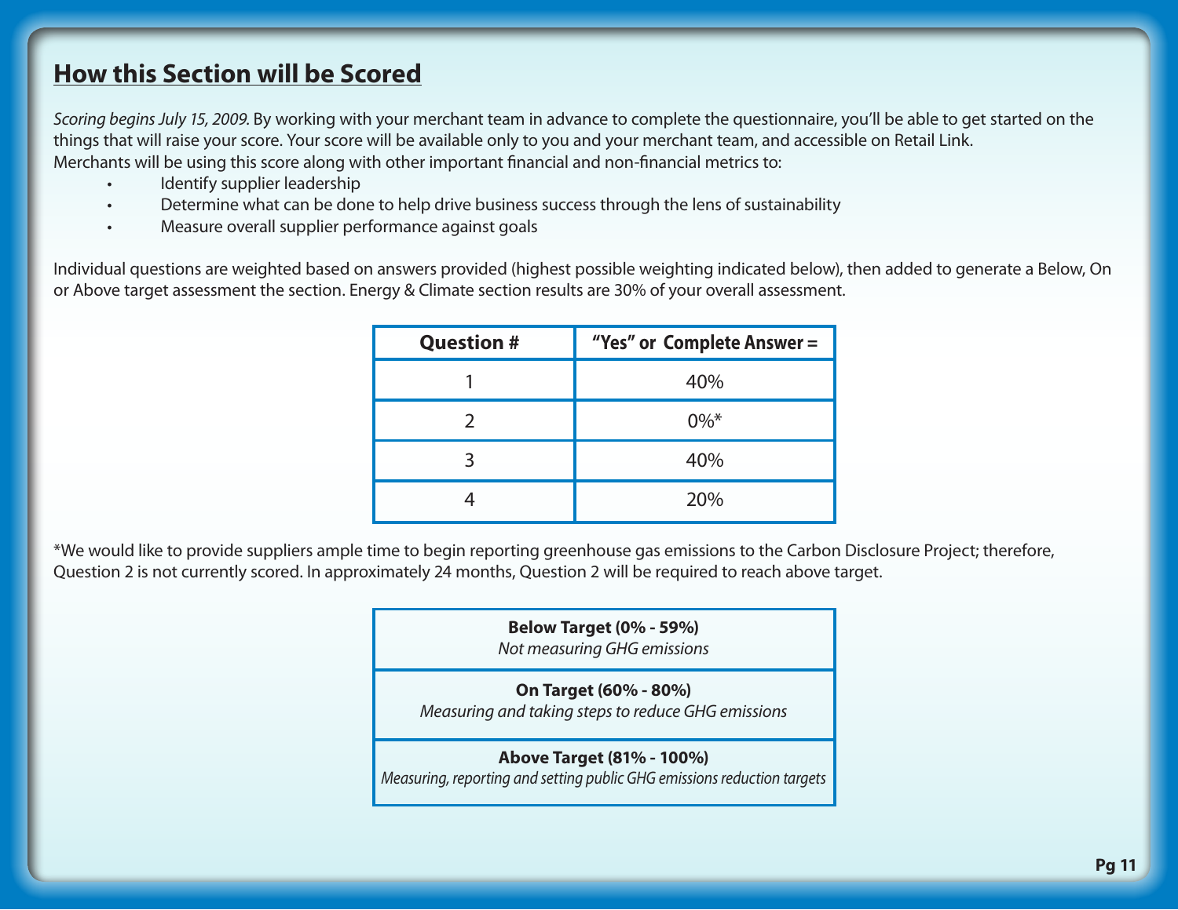## How this Section will be Scored

*Scoring begins July 15, 2009.* By working with your merchant team in advance to complete the questionnaire, you'll be able to get started on the things that will raise your score. Your score will be available only to you and your merchant team, and accessible on Retail Link.
Merchants will be using this score along with other important financial and non-financial metrics to:

- Identify supplier leadership
- Determine what can be done to help drive business success through the lens of sustainability
- Measure overall supplier performance against goals

Individual questions are weighted based on answers provided (highest possible weighting indicated below), then added to generate a Below, On or Above target assessment the section. Energy & Climate section results are 30% of your overall assessment.

| Question # | "Yes" or Complete Answer = |
|---|---|
| 1 | 40% |
| 2 | 0%* |
| 3 | 40% |
| 4 | 20% |

*We would like to provide suppliers ample time to begin reporting greenhouse gas emissions to the Carbon Disclosure Project; therefore, Question 2 is not currently scored. In approximately 24 months, Question 2 will be required to reach above target.

| **Below Target (0% - 59%)**<br>*Not measuring GHG emissions* |
|---|
| **On Target (60% - 80%)**<br>*Measuring and taking steps to reduce GHG emissions* |
| **Above Target (81% - 100%)**<br>*Measuring, reporting and setting public GHG emissions reduction targets* |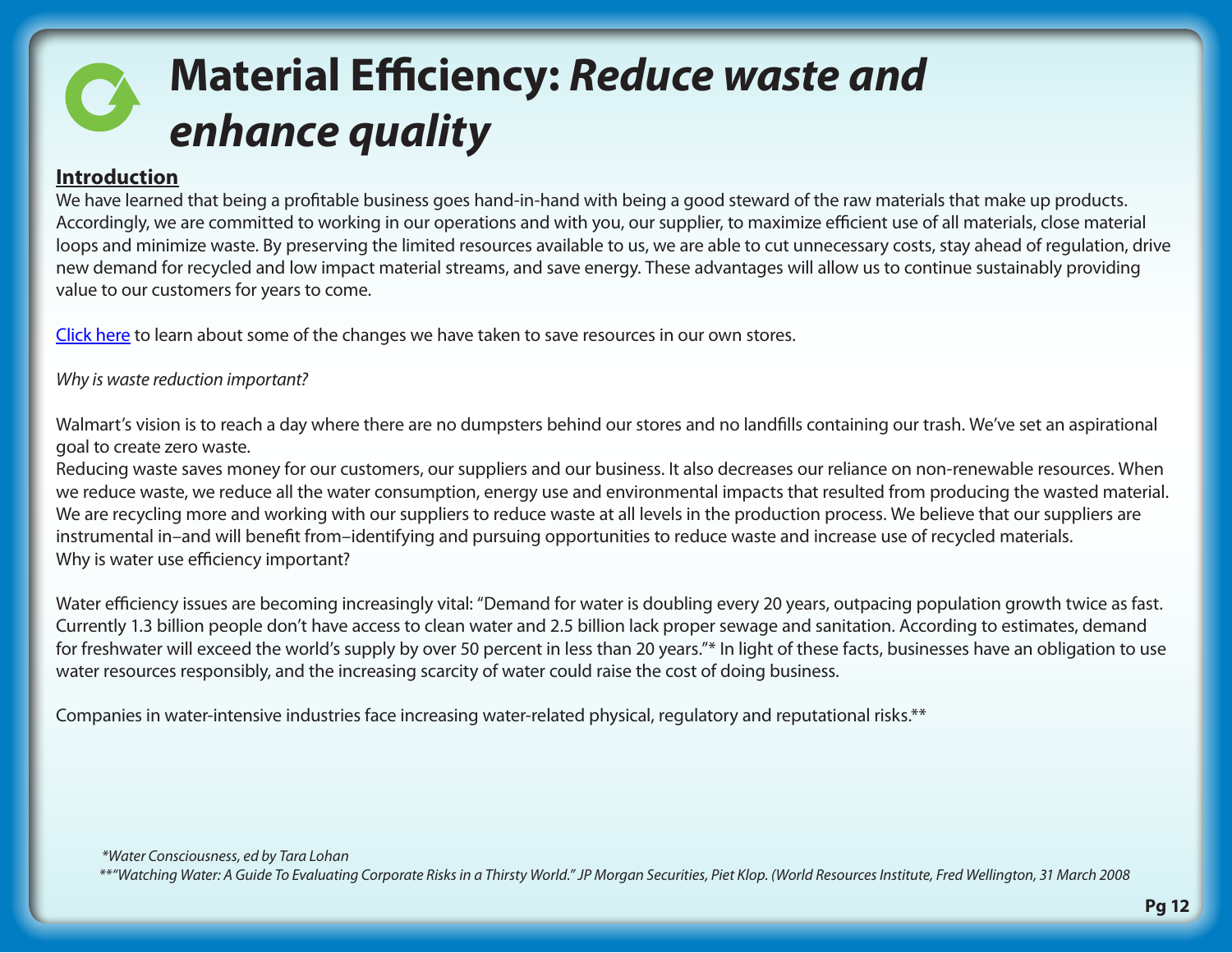# Material Efficiency: *Reduce waste and enhance quality*

## Introduction

We have learned that being a profitable business goes hand-in-hand with being a good steward of the raw materials that make up products. Accordingly, we are committed to working in our operations and with you, our supplier, to maximize efficient use of all materials, close material loops and minimize waste. By preserving the limited resources available to us, we are able to cut unnecessary costs, stay ahead of regulation, drive new demand for recycled and low impact material streams, and save energy. These advantages will allow us to continue sustainably providing value to our customers for years to come.

Click here to learn about some of the changes we have taken to save resources in our own stores.

*Why is waste reduction important?*

Walmart's vision is to reach a day where there are no dumpsters behind our stores and no landfills containing our trash. We've set an aspirational goal to create zero waste.

Reducing waste saves money for our customers, our suppliers and our business. It also decreases our reliance on non-renewable resources. When we reduce waste, we reduce all the water consumption, energy use and environmental impacts that resulted from producing the wasted material. We are recycling more and working with our suppliers to reduce waste at all levels in the production process. We believe that our suppliers are instrumental in–and will benefit from–identifying and pursuing opportunities to reduce waste and increase use of recycled materials.

Why is water use efficiency important?

Water efficiency issues are becoming increasingly vital: "Demand for water is doubling every 20 years, outpacing population growth twice as fast. Currently 1.3 billion people don't have access to clean water and 2.5 billion lack proper sewage and sanitation. According to estimates, demand for freshwater will exceed the world's supply by over 50 percent in less than 20 years."* In light of these facts, businesses have an obligation to use water resources responsibly, and the increasing scarcity of water could raise the cost of doing business.

Companies in water-intensive industries face increasing water-related physical, regulatory and reputational risks.**

*\*Water Consciousness, ed by Tara Lohan*

*\*\*"Watching Water: A Guide To Evaluating Corporate Risks in a Thirsty World." JP Morgan Securities, Piet Klop. (World Resources Institute, Fred Wellington, 31 March 2008*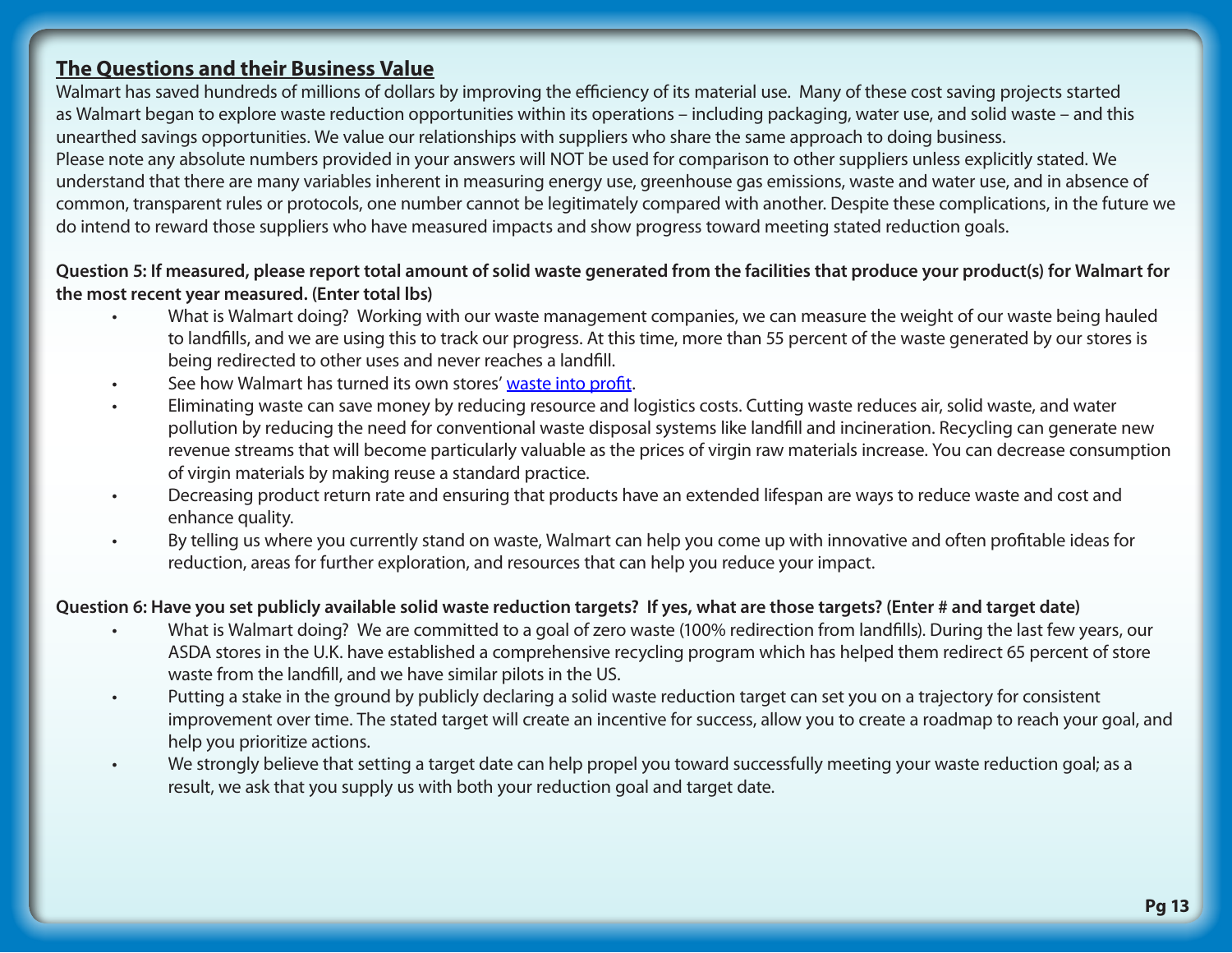## The Questions and their Business Value

Walmart has saved hundreds of millions of dollars by improving the efficiency of its material use. Many of these cost saving projects started as Walmart began to explore waste reduction opportunities within its operations – including packaging, water use, and solid waste – and this unearthed savings opportunities. We value our relationships with suppliers who share the same approach to doing business.
Please note any absolute numbers provided in your answers will NOT be used for comparison to other suppliers unless explicitly stated. We understand that there are many variables inherent in measuring energy use, greenhouse gas emissions, waste and water use, and in absence of common, transparent rules or protocols, one number cannot be legitimately compared with another. Despite these complications, in the future we do intend to reward those suppliers who have measured impacts and show progress toward meeting stated reduction goals.

**Question 5: If measured, please report total amount of solid waste generated from the facilities that produce your product(s) for Walmart for the most recent year measured. (Enter total lbs)**

- What is Walmart doing? Working with our waste management companies, we can measure the weight of our waste being hauled to landfills, and we are using this to track our progress. At this time, more than 55 percent of the waste generated by our stores is being redirected to other uses and never reaches a landfill.
- See how Walmart has turned its own stores' waste into profit.
- Eliminating waste can save money by reducing resource and logistics costs. Cutting waste reduces air, solid waste, and water pollution by reducing the need for conventional waste disposal systems like landfill and incineration. Recycling can generate new revenue streams that will become particularly valuable as the prices of virgin raw materials increase. You can decrease consumption of virgin materials by making reuse a standard practice.
- Decreasing product return rate and ensuring that products have an extended lifespan are ways to reduce waste and cost and enhance quality.
- By telling us where you currently stand on waste, Walmart can help you come up with innovative and often profitable ideas for reduction, areas for further exploration, and resources that can help you reduce your impact.

**Question 6: Have you set publicly available solid waste reduction targets? If yes, what are those targets? (Enter # and target date)**

- What is Walmart doing? We are committed to a goal of zero waste (100% redirection from landfills). During the last few years, our ASDA stores in the U.K. have established a comprehensive recycling program which has helped them redirect 65 percent of store waste from the landfill, and we have similar pilots in the US.
- Putting a stake in the ground by publicly declaring a solid waste reduction target can set you on a trajectory for consistent improvement over time. The stated target will create an incentive for success, allow you to create a roadmap to reach your goal, and help you prioritize actions.
- We strongly believe that setting a target date can help propel you toward successfully meeting your waste reduction goal; as a result, we ask that you supply us with both your reduction goal and target date.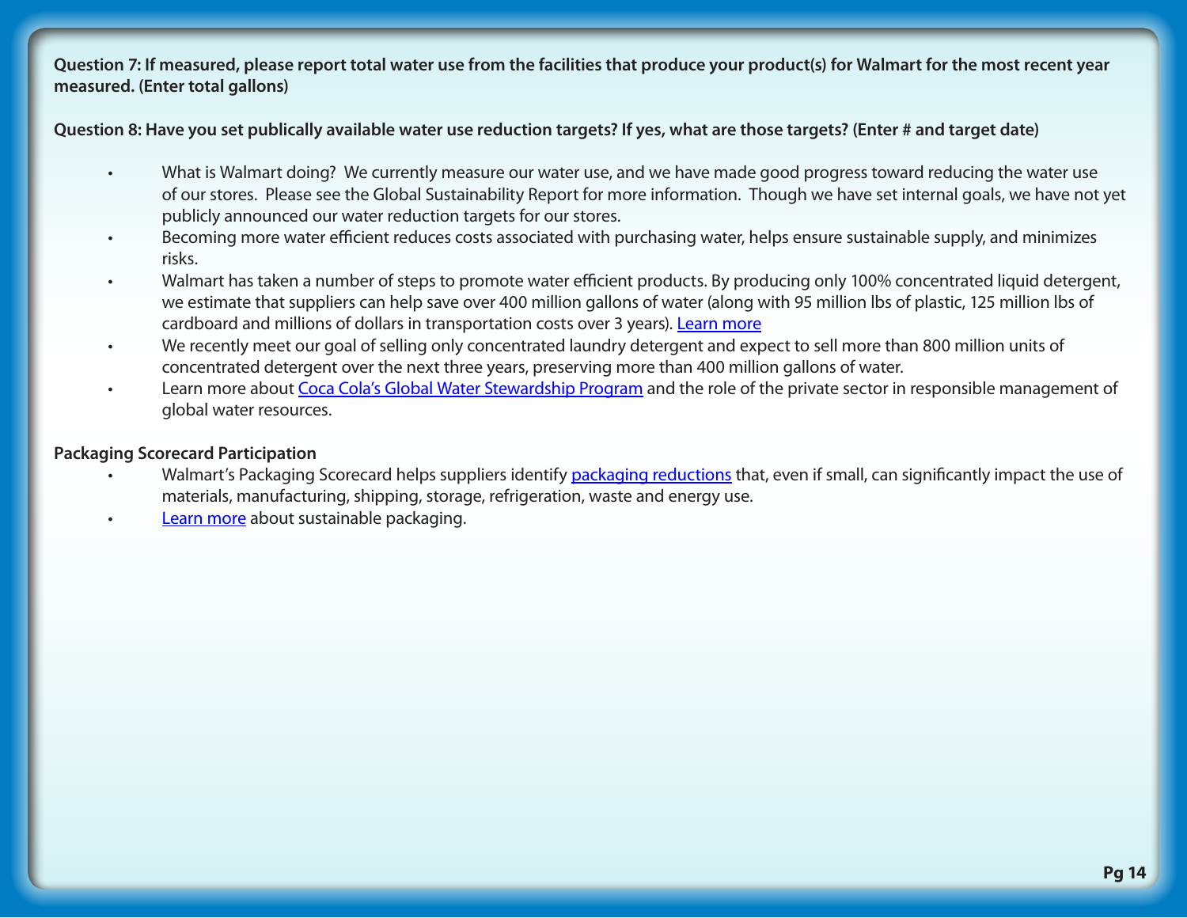**Question 7: If measured, please report total water use from the facilities that produce your product(s) for Walmart for the most recent year measured. (Enter total gallons)**

**Question 8: Have you set publically available water use reduction targets? If yes, what are those targets? (Enter # and target date)**

- What is Walmart doing? We currently measure our water use, and we have made good progress toward reducing the water use of our stores. Please see the Global Sustainability Report for more information. Though we have set internal goals, we have not yet publicly announced our water reduction targets for our stores.
- Becoming more water efficient reduces costs associated with purchasing water, helps ensure sustainable supply, and minimizes risks.
- Walmart has taken a number of steps to promote water efficient products. By producing only 100% concentrated liquid detergent, we estimate that suppliers can help save over 400 million gallons of water (along with 95 million lbs of plastic, 125 million lbs of cardboard and millions of dollars in transportation costs over 3 years). Learn more
- We recently meet our goal of selling only concentrated laundry detergent and expect to sell more than 800 million units of concentrated detergent over the next three years, preserving more than 400 million gallons of water.
- Learn more about Coca Cola's Global Water Stewardship Program and the role of the private sector in responsible management of global water resources.

**Packaging Scorecard Participation**

- Walmart's Packaging Scorecard helps suppliers identify packaging reductions that, even if small, can significantly impact the use of materials, manufacturing, shipping, storage, refrigeration, waste and energy use.
- Learn more about sustainable packaging.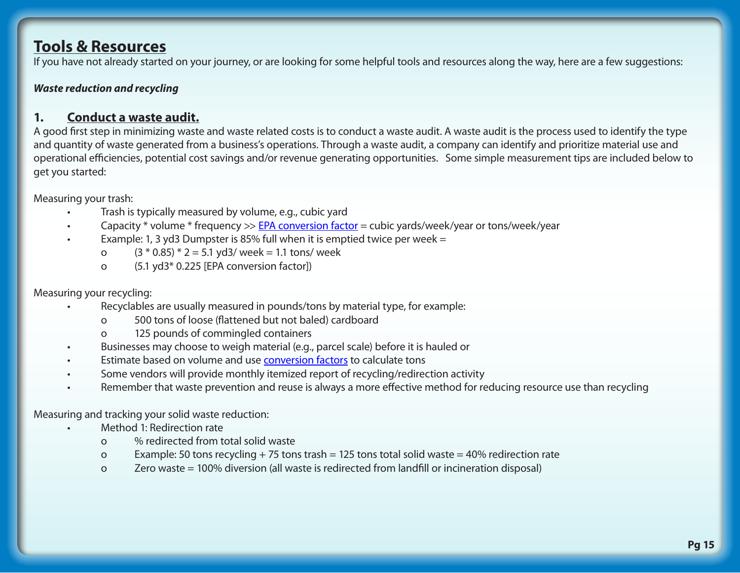## Tools & Resources

If you have not already started on your journey, or are looking for some helpful tools and resources along the way, here are a few suggestions:

***Waste reduction and recycling***

### 1. Conduct a waste audit.

A good first step in minimizing waste and waste related costs is to conduct a waste audit. A waste audit is the process used to identify the type and quantity of waste generated from a business's operations. Through a waste audit, a company can identify and prioritize material use and operational efficiencies, potential cost savings and/or revenue generating opportunities. Some simple measurement tips are included below to get you started:

Measuring your trash:

- Trash is typically measured by volume, e.g., cubic yard
- Capacity * volume * frequency >> [EPA conversion factor]() = cubic yards/week/year or tons/week/year
- Example: 1, 3 yd3 Dumpster is 85% full when it is emptied twice per week =
  - (3 * 0.85) * 2 = 5.1 yd3/ week = 1.1 tons/ week
  - (5.1 yd3* 0.225 [EPA conversion factor])

Measuring your recycling:

- Recyclables are usually measured in pounds/tons by material type, for example:
  - 500 tons of loose (flattened but not baled) cardboard
  - 125 pounds of commingled containers
- Businesses may choose to weigh material (e.g., parcel scale) before it is hauled or
- Estimate based on volume and use [conversion factors]() to calculate tons
- Some vendors will provide monthly itemized report of recycling/redirection activity
- Remember that waste prevention and reuse is always a more effective method for reducing resource use than recycling

Measuring and tracking your solid waste reduction:

- Method 1: Redirection rate
  - % redirected from total solid waste
  - Example: 50 tons recycling + 75 tons trash = 125 tons total solid waste = 40% redirection rate
  - Zero waste = 100% diversion (all waste is redirected from landfill or incineration disposal)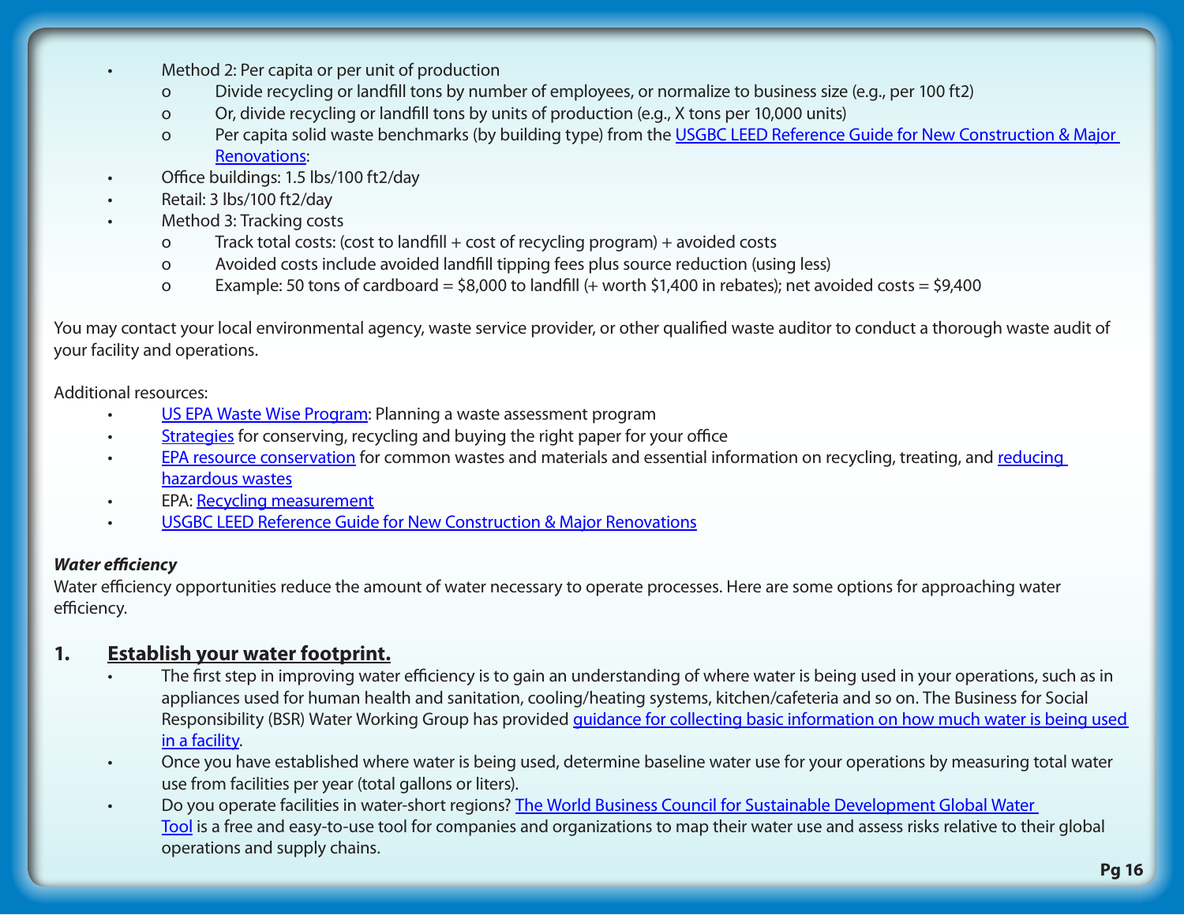- Method 2: Per capita or per unit of production
  - Divide recycling or landfill tons by number of employees, or normalize to business size (e.g., per 100 ft2)
  - Or, divide recycling or landfill tons by units of production (e.g., X tons per 10,000 units)
  - Per capita solid waste benchmarks (by building type) from the [USGBC LEED Reference Guide for New Construction & Major Renovations]():
- Office buildings: 1.5 lbs/100 ft2/day
- Retail: 3 lbs/100 ft2/day
- Method 3: Tracking costs
  - Track total costs: (cost to landfill + cost of recycling program) + avoided costs
  - Avoided costs include avoided landfill tipping fees plus source reduction (using less)
  - Example: 50 tons of cardboard = $8,000 to landfill (+ worth $1,400 in rebates); net avoided costs = $9,400

You may contact your local environmental agency, waste service provider, or other qualified waste auditor to conduct a thorough waste audit of your facility and operations.

Additional resources:

- US EPA Waste Wise Program: Planning a waste assessment program
- Strategies for conserving, recycling and buying the right paper for your office
- EPA resource conservation for common wastes and materials and essential information on recycling, treating, and reducing hazardous wastes
- EPA: Recycling measurement
- USGBC LEED Reference Guide for New Construction & Major Renovations

***Water efficiency***

Water efficiency opportunities reduce the amount of water necessary to operate processes. Here are some options for approaching water efficiency.

## 1. Establish your water footprint.

- The first step in improving water efficiency is to gain an understanding of where water is being used in your operations, such as in appliances used for human health and sanitation, cooling/heating systems, kitchen/cafeteria and so on. The Business for Social Responsibility (BSR) Water Working Group has provided guidance for collecting basic information on how much water is being used in a facility.
- Once you have established where water is being used, determine baseline water use for your operations by measuring total water use from facilities per year (total gallons or liters).
- Do you operate facilities in water-short regions? The World Business Council for Sustainable Development Global Water Tool is a free and easy-to-use tool for companies and organizations to map their water use and assess risks relative to their global operations and supply chains.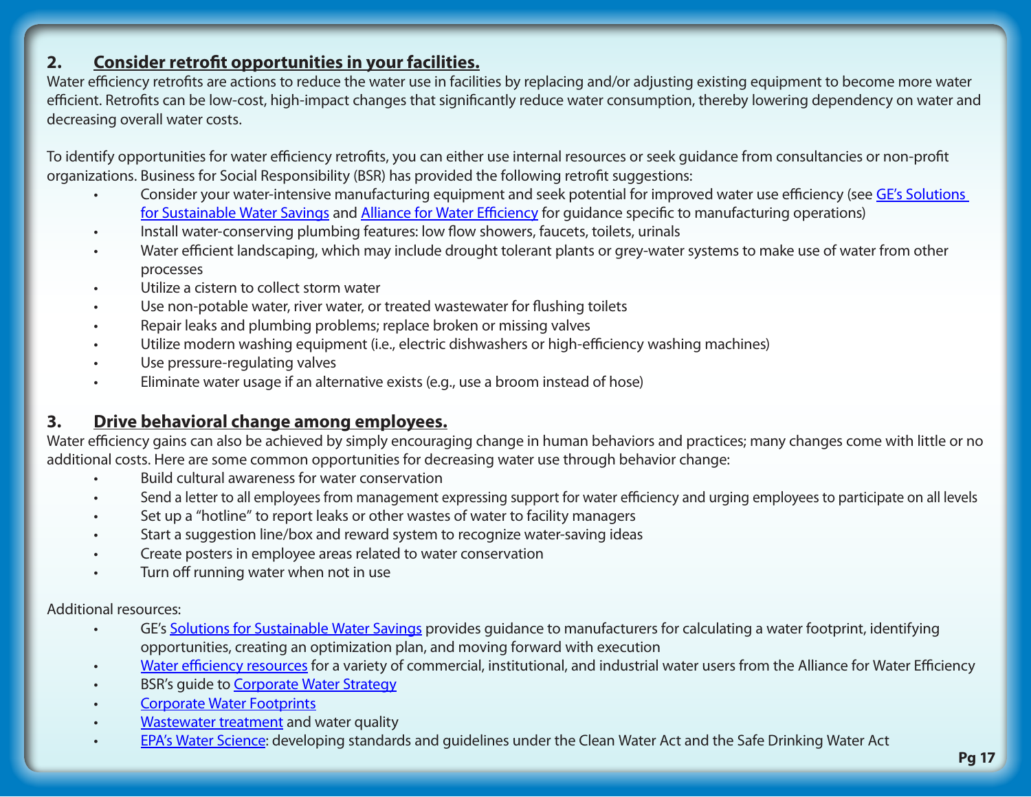## 2. Consider retrofit opportunities in your facilities.

Water efficiency retrofits are actions to reduce the water use in facilities by replacing and/or adjusting existing equipment to become more water efficient. Retrofits can be low-cost, high-impact changes that significantly reduce water consumption, thereby lowering dependency on water and decreasing overall water costs.

To identify opportunities for water efficiency retrofits, you can either use internal resources or seek guidance from consultancies or non-profit organizations. Business for Social Responsibility (BSR) has provided the following retrofit suggestions:

- Consider your water-intensive manufacturing equipment and seek potential for improved water use efficiency (see GE's Solutions for Sustainable Water Savings and Alliance for Water Efficiency for guidance specific to manufacturing operations)
- Install water-conserving plumbing features: low flow showers, faucets, toilets, urinals
- Water efficient landscaping, which may include drought tolerant plants or grey-water systems to make use of water from other processes
- Utilize a cistern to collect storm water
- Use non-potable water, river water, or treated wastewater for flushing toilets
- Repair leaks and plumbing problems; replace broken or missing valves
- Utilize modern washing equipment (i.e., electric dishwashers or high-efficiency washing machines)
- Use pressure-regulating valves
- Eliminate water usage if an alternative exists (e.g., use a broom instead of hose)

## 3. Drive behavioral change among employees.

Water efficiency gains can also be achieved by simply encouraging change in human behaviors and practices; many changes come with little or no additional costs. Here are some common opportunities for decreasing water use through behavior change:

- Build cultural awareness for water conservation
- Send a letter to all employees from management expressing support for water efficiency and urging employees to participate on all levels
- Set up a "hotline" to report leaks or other wastes of water to facility managers
- Start a suggestion line/box and reward system to recognize water-saving ideas
- Create posters in employee areas related to water conservation
- Turn off running water when not in use

Additional resources:

- GE's Solutions for Sustainable Water Savings provides guidance to manufacturers for calculating a water footprint, identifying opportunities, creating an optimization plan, and moving forward with execution
- Water efficiency resources for a variety of commercial, institutional, and industrial water users from the Alliance for Water Efficiency
- BSR's guide to Corporate Water Strategy
- Corporate Water Footprints
- Wastewater treatment and water quality
- EPA's Water Science: developing standards and guidelines under the Clean Water Act and the Safe Drinking Water Act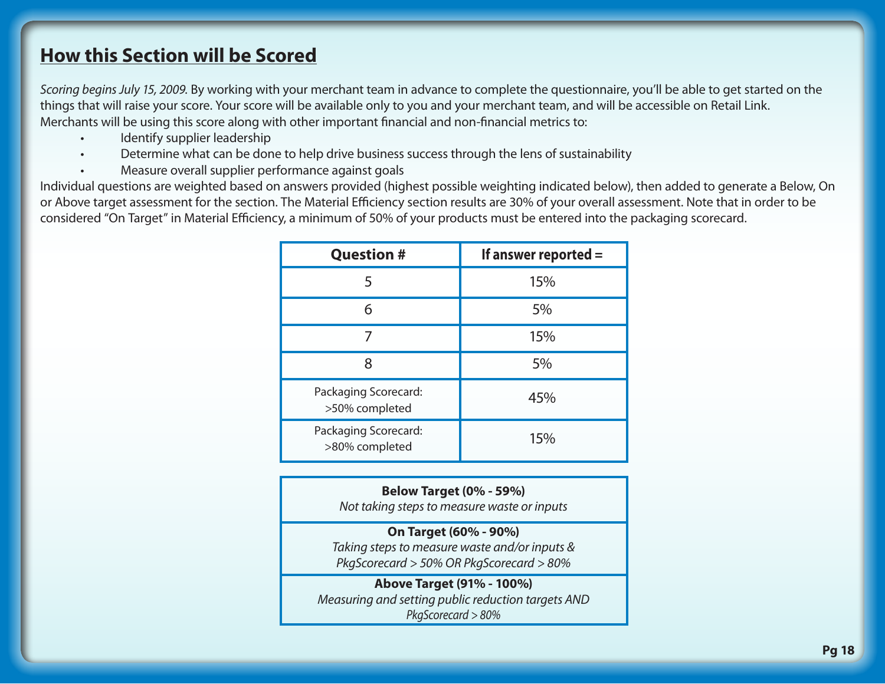## How this Section will be Scored

*Scoring begins July 15, 2009.* By working with your merchant team in advance to complete the questionnaire, you'll be able to get started on the things that will raise your score. Your score will be available only to you and your merchant team, and will be accessible on Retail Link. Merchants will be using this score along with other important financial and non-financial metrics to:

- Identify supplier leadership
- Determine what can be done to help drive business success through the lens of sustainability
- Measure overall supplier performance against goals

Individual questions are weighted based on answers provided (highest possible weighting indicated below), then added to generate a Below, On or Above target assessment for the section. The Material Efficiency section results are 30% of your overall assessment. Note that in order to be considered "On Target" in Material Efficiency, a minimum of 50% of your products must be entered into the packaging scorecard.

| Question # | If answer reported = |
|---|---|
| 5 | 15% |
| 6 | 5% |
| 7 | 15% |
| 8 | 5% |
| Packaging Scorecard: >50% completed | 45% |
| Packaging Scorecard: >80% completed | 15% |

| |
|---|
| **Below Target (0% - 59%)** *Not taking steps to measure waste or inputs* |
| **On Target (60% - 90%)** *Taking steps to measure waste and/or inputs & PkgScorecard > 50% OR PkgScorecard > 80%* |
| **Above Target (91% - 100%)** *Measuring and setting public reduction targets AND PkgScorecard > 80%* |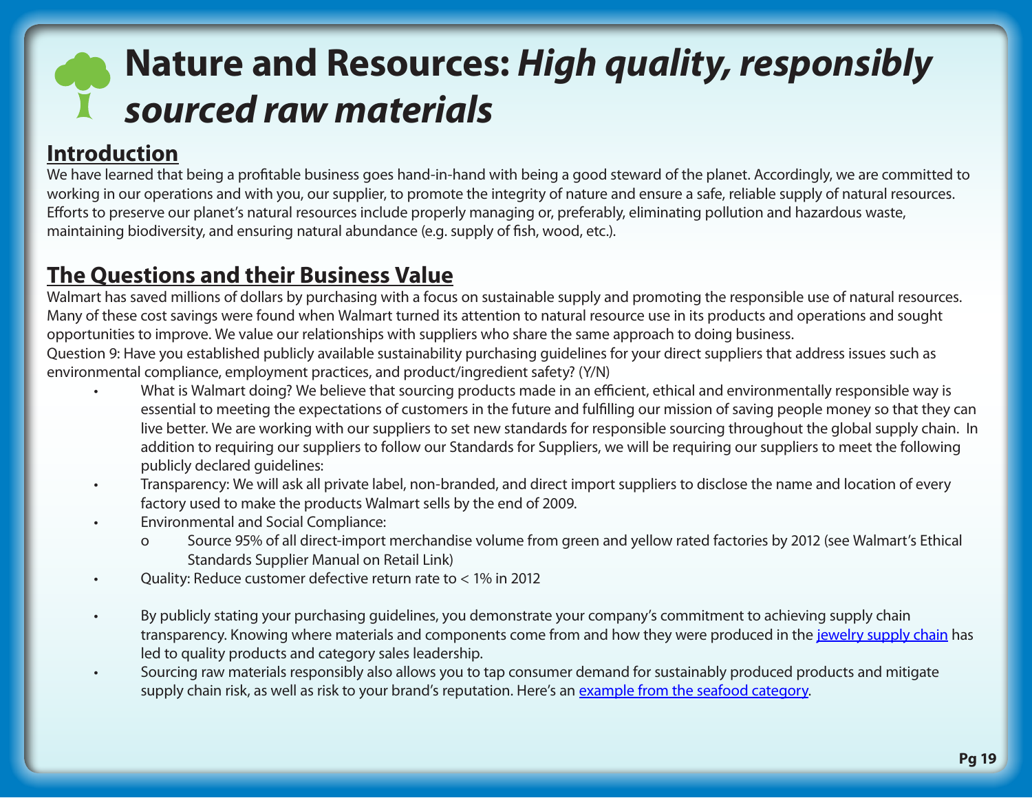# Nature and Resources: *High quality, responsibly sourced raw materials*

## Introduction

We have learned that being a profitable business goes hand-in-hand with being a good steward of the planet. Accordingly, we are committed to working in our operations and with you, our supplier, to promote the integrity of nature and ensure a safe, reliable supply of natural resources. Efforts to preserve our planet's natural resources include properly managing or, preferably, eliminating pollution and hazardous waste, maintaining biodiversity, and ensuring natural abundance (e.g. supply of fish, wood, etc.).

## The Questions and their Business Value

Walmart has saved millions of dollars by purchasing with a focus on sustainable supply and promoting the responsible use of natural resources. Many of these cost savings were found when Walmart turned its attention to natural resource use in its products and operations and sought opportunities to improve. We value our relationships with suppliers who share the same approach to doing business.

Question 9: Have you established publicly available sustainability purchasing guidelines for your direct suppliers that address issues such as environmental compliance, employment practices, and product/ingredient safety? (Y/N)

- What is Walmart doing? We believe that sourcing products made in an efficient, ethical and environmentally responsible way is essential to meeting the expectations of customers in the future and fulfilling our mission of saving people money so that they can live better. We are working with our suppliers to set new standards for responsible sourcing throughout the global supply chain. In addition to requiring our suppliers to follow our Standards for Suppliers, we will be requiring our suppliers to meet the following publicly declared guidelines:
- Transparency: We will ask all private label, non-branded, and direct import suppliers to disclose the name and location of every factory used to make the products Walmart sells by the end of 2009.
- Environmental and Social Compliance:
  - Source 95% of all direct-import merchandise volume from green and yellow rated factories by 2012 (see Walmart's Ethical Standards Supplier Manual on Retail Link)
- Quality: Reduce customer defective return rate to < 1% in 2012
- By publicly stating your purchasing guidelines, you demonstrate your company's commitment to achieving supply chain transparency. Knowing where materials and components come from and how they were produced in the jewelry supply chain has led to quality products and category sales leadership.
- Sourcing raw materials responsibly also allows you to tap consumer demand for sustainably produced products and mitigate supply chain risk, as well as risk to your brand's reputation. Here's an example from the seafood category.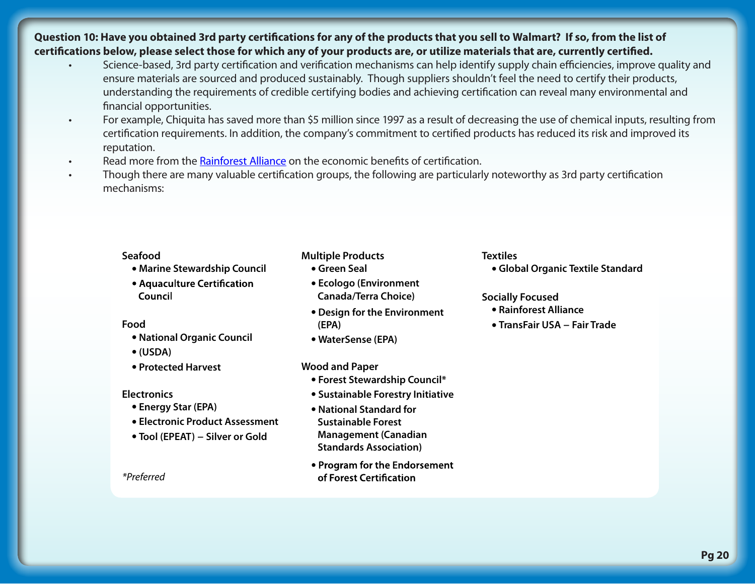**Question 10: Have you obtained 3rd party certifications for any of the products that you sell to Walmart? If so, from the list of certifications below, please select those for which any of your products are, or utilize materials that are, currently certified.**

- Science-based, 3rd party certification and verification mechanisms can help identify supply chain efficiencies, improve quality and ensure materials are sourced and produced sustainably. Though suppliers shouldn't feel the need to certify their products, understanding the requirements of credible certifying bodies and achieving certification can reveal many environmental and financial opportunities.
- For example, Chiquita has saved more than $5 million since 1997 as a result of decreasing the use of chemical inputs, resulting from certification requirements. In addition, the company's commitment to certified products has reduced its risk and improved its reputation.
- Read more from the Rainforest Alliance on the economic benefits of certification.
- Though there are many valuable certification groups, the following are particularly noteworthy as 3rd party certification mechanisms:

**Seafood**
- **Marine Stewardship Council**
- **Aquaculture Certification Council**

**Food**
- **National Organic Council**
- **(USDA)**
- **Protected Harvest**

**Electronics**
- **Energy Star (EPA)**
- **Electronic Product Assessment**
- **Tool (EPEAT) – Silver or Gold**

**Multiple Products**
- **Green Seal**
- **Ecologo (Environment Canada/Terra Choice)**
- **Design for the Environment (EPA)**
- **WaterSense (EPA)**

**Wood and Paper**
- **Forest Stewardship Council***
- **Sustainable Forestry Initiative**
- **National Standard for Sustainable Forest Management (Canadian Standards Association)**
- **Program for the Endorsement of Forest Certification**

**Textiles**
- **Global Organic Textile Standard**

**Socially Focused**
- **Rainforest Alliance**
- **TransFair USA – Fair Trade**

*\*Preferred*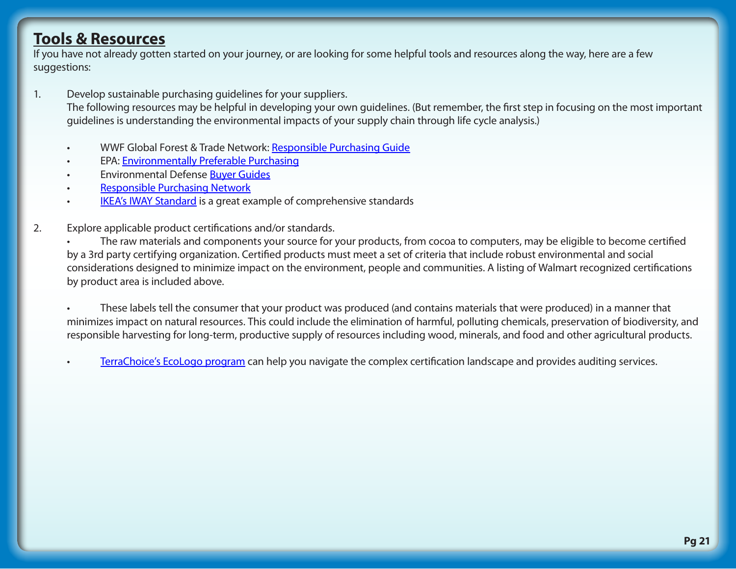## Tools & Resources

If you have not already gotten started on your journey, or are looking for some helpful tools and resources along the way, here are a few suggestions:

1. Develop sustainable purchasing guidelines for your suppliers.
   The following resources may be helpful in developing your own guidelines. (But remember, the first step in focusing on the most important guidelines is understanding the environmental impacts of your supply chain through life cycle analysis.)

   - WWF Global Forest & Trade Network: Responsible Purchasing Guide
   - EPA: Environmentally Preferable Purchasing
   - Environmental Defense Buyer Guides
   - Responsible Purchasing Network
   - IKEA's IWAY Standard is a great example of comprehensive standards

2. Explore applicable product certifications and/or standards.
   - The raw materials and components your source for your products, from cocoa to computers, may be eligible to become certified by a 3rd party certifying organization. Certified products must meet a set of criteria that include robust environmental and social considerations designed to minimize impact on the environment, people and communities. A listing of Walmart recognized certifications by product area is included above.

   - These labels tell the consumer that your product was produced (and contains materials that were produced) in a manner that minimizes impact on natural resources. This could include the elimination of harmful, polluting chemicals, preservation of biodiversity, and responsible harvesting for long-term, productive supply of resources including wood, minerals, and food and other agricultural products.

   - TerraChoice's EcoLogo program can help you navigate the complex certification landscape and provides auditing services.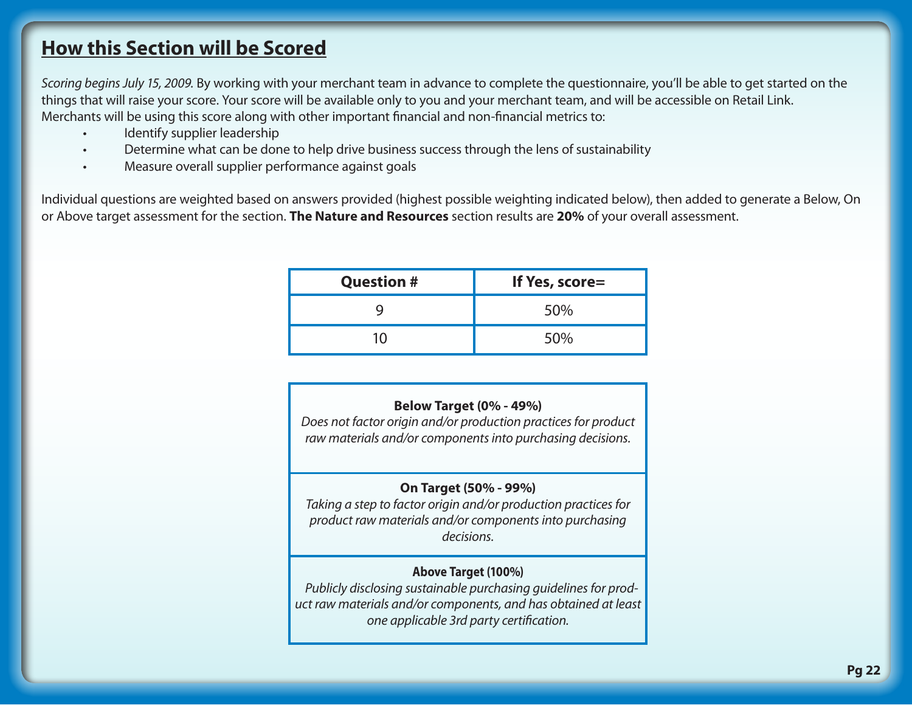## How this Section will be Scored

*Scoring begins July 15, 2009.* By working with your merchant team in advance to complete the questionnaire, you'll be able to get started on the things that will raise your score. Your score will be available only to you and your merchant team, and will be accessible on Retail Link. Merchants will be using this score along with other important financial and non-financial metrics to:

- Identify supplier leadership
- Determine what can be done to help drive business success through the lens of sustainability
- Measure overall supplier performance against goals

Individual questions are weighted based on answers provided (highest possible weighting indicated below), then added to generate a Below, On or Above target assessment for the section. **The Nature and Resources** section results are **20%** of your overall assessment.

| Question # | If Yes, score= |
|---|---|
| 9 | 50% |
| 10 | 50% |

**Below Target (0% - 49%)**
*Does not factor origin and/or production practices for product raw materials and/or components into purchasing decisions.*

**On Target (50% - 99%)**
*Taking a step to factor origin and/or production practices for product raw materials and/or components into purchasing decisions.*

**Above Target (100%)**
*Publicly disclosing sustainable purchasing guidelines for product raw materials and/or components, and has obtained at least one applicable 3rd party certification.*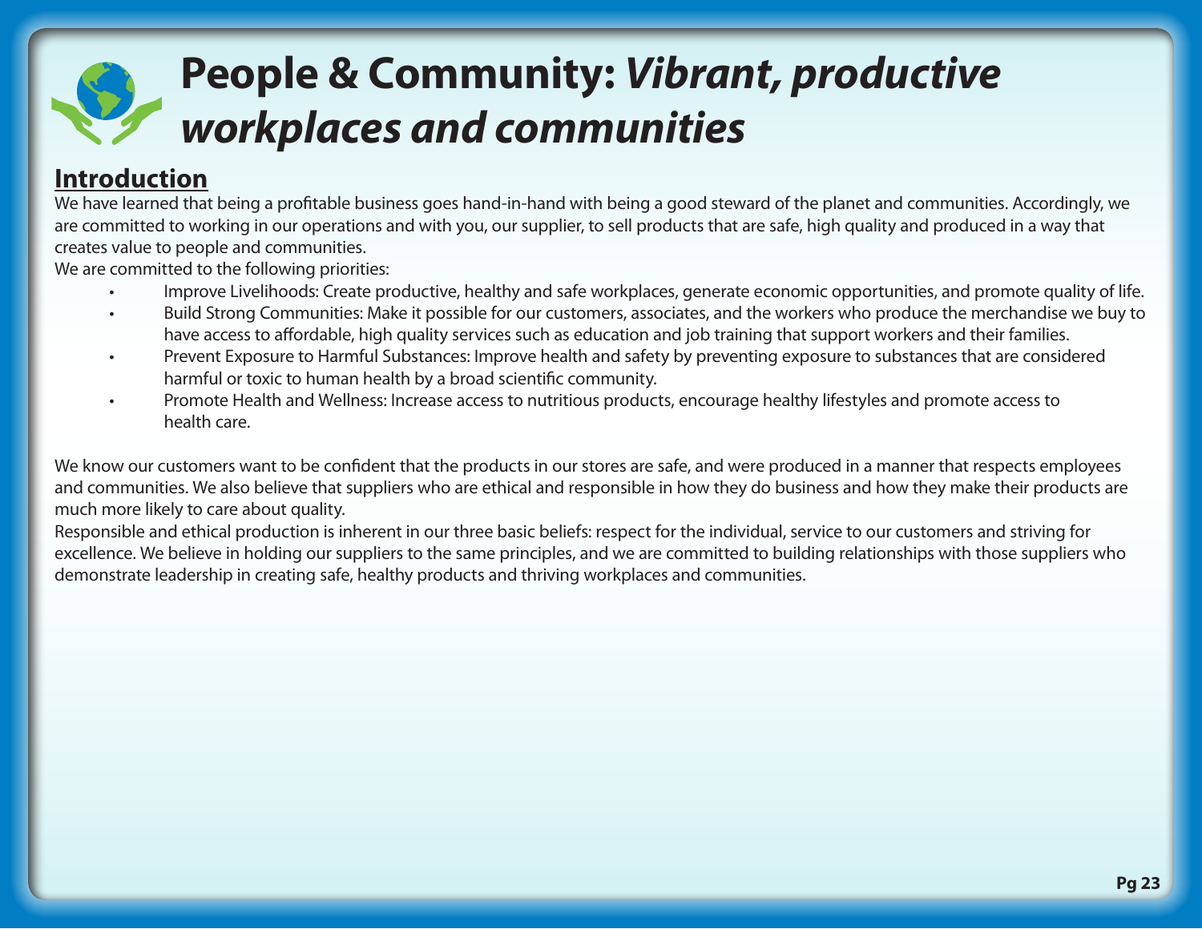# People & Community: *Vibrant, productive workplaces and communities*

## Introduction

We have learned that being a profitable business goes hand-in-hand with being a good steward of the planet and communities. Accordingly, we are committed to working in our operations and with you, our supplier, to sell products that are safe, high quality and produced in a way that creates value to people and communities.

We are committed to the following priorities:

- Improve Livelihoods: Create productive, healthy and safe workplaces, generate economic opportunities, and promote quality of life.
- Build Strong Communities: Make it possible for our customers, associates, and the workers who produce the merchandise we buy to have access to affordable, high quality services such as education and job training that support workers and their families.
- Prevent Exposure to Harmful Substances: Improve health and safety by preventing exposure to substances that are considered harmful or toxic to human health by a broad scientific community.
- Promote Health and Wellness: Increase access to nutritious products, encourage healthy lifestyles and promote access to health care.

We know our customers want to be confident that the products in our stores are safe, and were produced in a manner that respects employees and communities. We also believe that suppliers who are ethical and responsible in how they do business and how they make their products are much more likely to care about quality.

Responsible and ethical production is inherent in our three basic beliefs: respect for the individual, service to our customers and striving for excellence. We believe in holding our suppliers to the same principles, and we are committed to building relationships with those suppliers who demonstrate leadership in creating safe, healthy products and thriving workplaces and communities.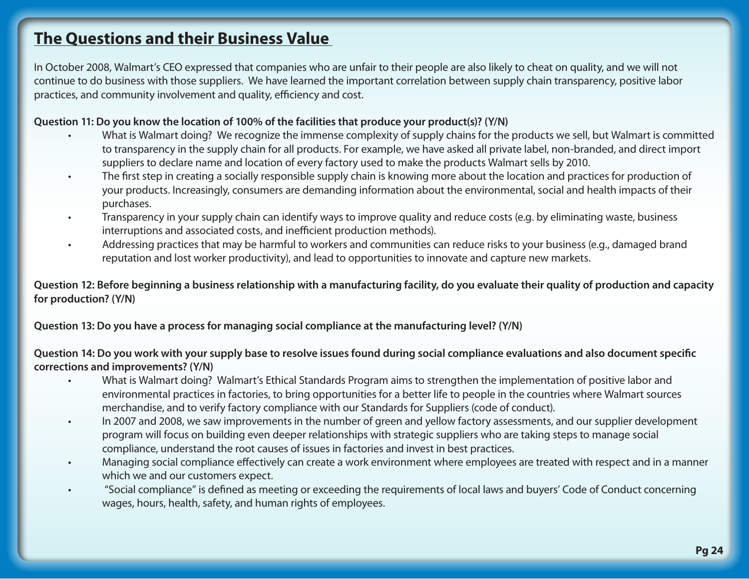## The Questions and their Business Value

In October 2008, Walmart's CEO expressed that companies who are unfair to their people are also likely to cheat on quality, and we will not continue to do business with those suppliers. We have learned the important correlation between supply chain transparency, positive labor practices, and community involvement and quality, efficiency and cost.

**Question 11: Do you know the location of 100% of the facilities that produce your product(s)? (Y/N)**

- What is Walmart doing? We recognize the immense complexity of supply chains for the products we sell, but Walmart is committed to transparency in the supply chain for all products. For example, we have asked all private label, non-branded, and direct import suppliers to declare name and location of every factory used to make the products Walmart sells by 2010.
- The first step in creating a socially responsible supply chain is knowing more about the location and practices for production of your products. Increasingly, consumers are demanding information about the environmental, social and health impacts of their purchases.
- Transparency in your supply chain can identify ways to improve quality and reduce costs (e.g. by eliminating waste, business interruptions and associated costs, and inefficient production methods).
- Addressing practices that may be harmful to workers and communities can reduce risks to your business (e.g., damaged brand reputation and lost worker productivity), and lead to opportunities to innovate and capture new markets.

**Question 12: Before beginning a business relationship with a manufacturing facility, do you evaluate their quality of production and capacity for production? (Y/N)**

**Question 13: Do you have a process for managing social compliance at the manufacturing level? (Y/N)**

**Question 14: Do you work with your supply base to resolve issues found during social compliance evaluations and also document specific corrections and improvements? (Y/N)**

- What is Walmart doing? Walmart's Ethical Standards Program aims to strengthen the implementation of positive labor and environmental practices in factories, to bring opportunities for a better life to people in the countries where Walmart sources merchandise, and to verify factory compliance with our Standards for Suppliers (code of conduct).
- In 2007 and 2008, we saw improvements in the number of green and yellow factory assessments, and our supplier development program will focus on building even deeper relationships with strategic suppliers who are taking steps to manage social compliance, understand the root causes of issues in factories and invest in best practices.
- Managing social compliance effectively can create a work environment where employees are treated with respect and in a manner which we and our customers expect.
- "Social compliance" is defined as meeting or exceeding the requirements of local laws and buyers' Code of Conduct concerning wages, hours, health, safety, and human rights of employees.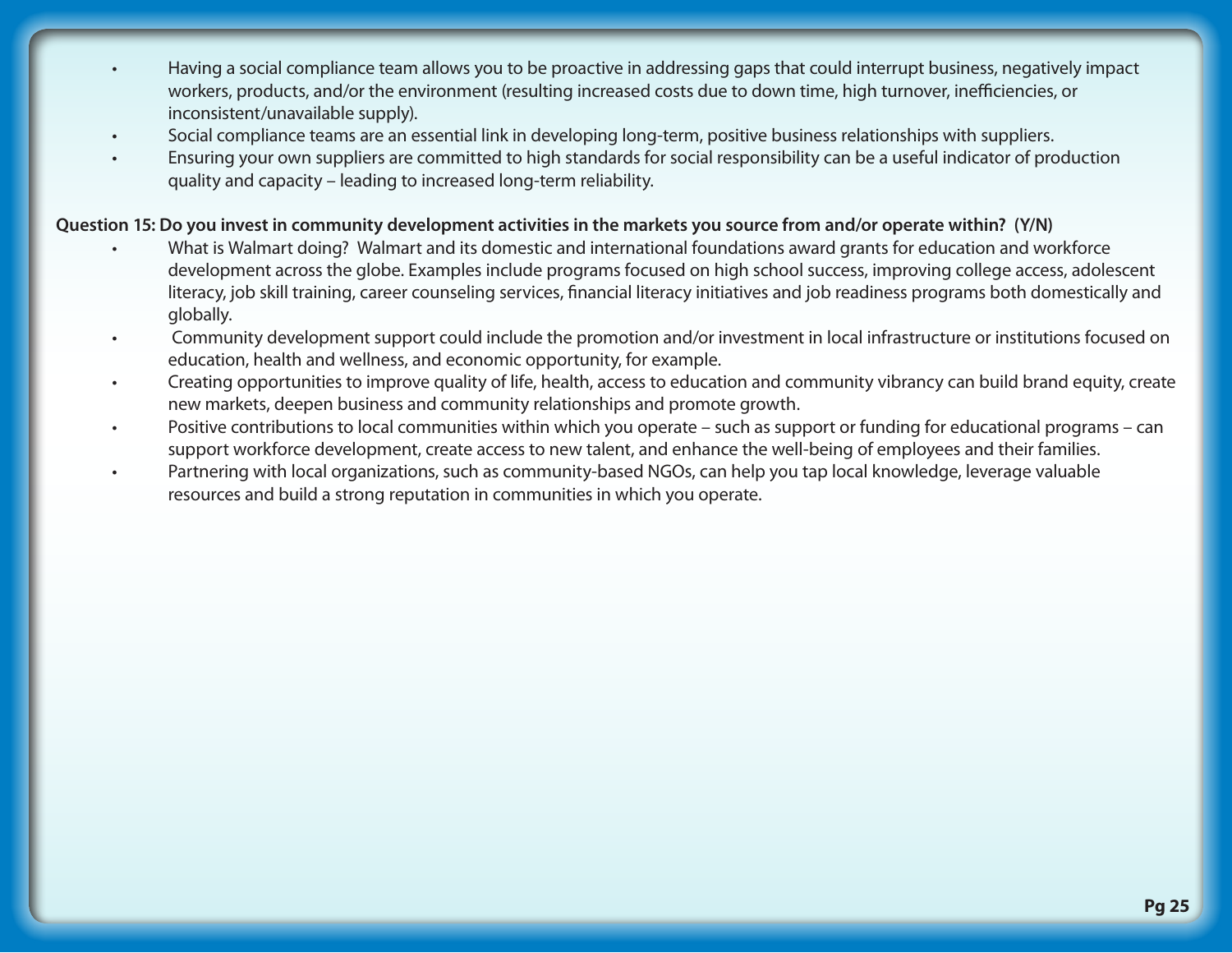- Having a social compliance team allows you to be proactive in addressing gaps that could interrupt business, negatively impact workers, products, and/or the environment (resulting increased costs due to down time, high turnover, inefficiencies, or inconsistent/unavailable supply).
- Social compliance teams are an essential link in developing long-term, positive business relationships with suppliers.
- Ensuring your own suppliers are committed to high standards for social responsibility can be a useful indicator of production quality and capacity – leading to increased long-term reliability.

**Question 15: Do you invest in community development activities in the markets you source from and/or operate within? (Y/N)**

- What is Walmart doing? Walmart and its domestic and international foundations award grants for education and workforce development across the globe. Examples include programs focused on high school success, improving college access, adolescent literacy, job skill training, career counseling services, financial literacy initiatives and job readiness programs both domestically and globally.
- Community development support could include the promotion and/or investment in local infrastructure or institutions focused on education, health and wellness, and economic opportunity, for example.
- Creating opportunities to improve quality of life, health, access to education and community vibrancy can build brand equity, create new markets, deepen business and community relationships and promote growth.
- Positive contributions to local communities within which you operate – such as support or funding for educational programs – can support workforce development, create access to new talent, and enhance the well-being of employees and their families.
- Partnering with local organizations, such as community-based NGOs, can help you tap local knowledge, leverage valuable resources and build a strong reputation in communities in which you operate.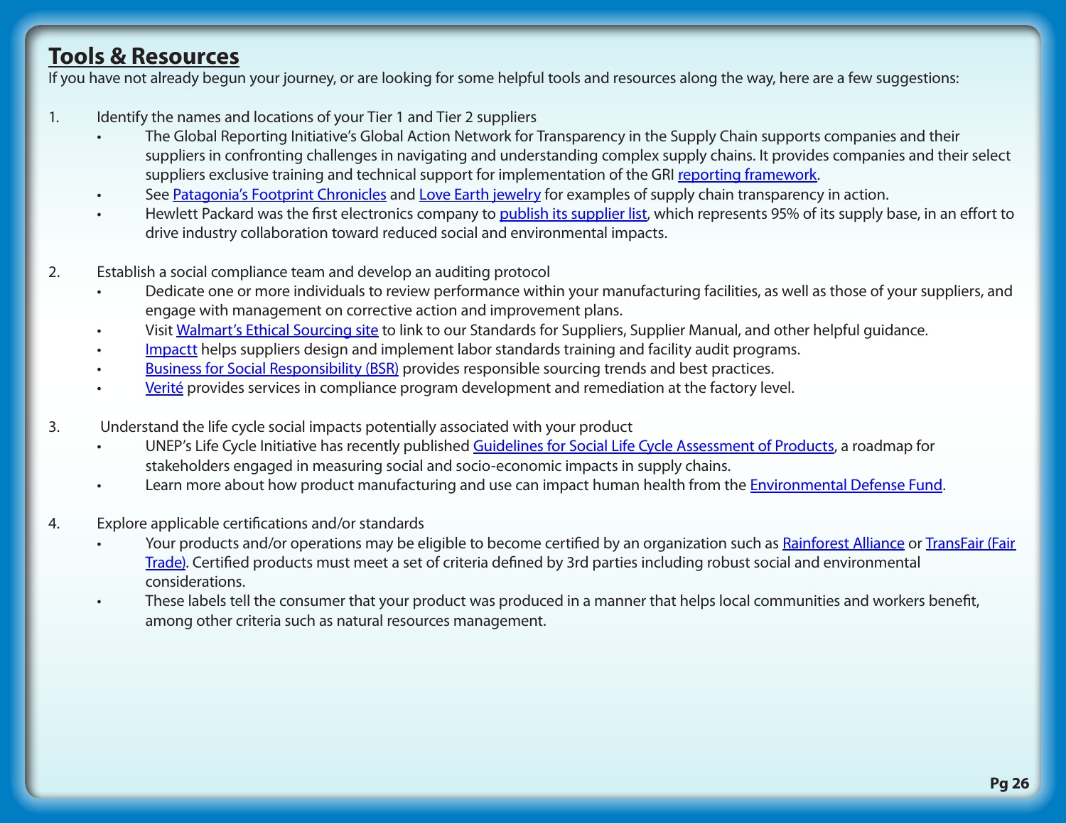## Tools & Resources

If you have not already begun your journey, or are looking for some helpful tools and resources along the way, here are a few suggestions:

1. Identify the names and locations of your Tier 1 and Tier 2 suppliers
   - The Global Reporting Initiative's Global Action Network for Transparency in the Supply Chain supports companies and their suppliers in confronting challenges in navigating and understanding complex supply chains. It provides companies and their select suppliers exclusive training and technical support for implementation of the GRI reporting framework.
   - See Patagonia's Footprint Chronicles and Love Earth jewelry for examples of supply chain transparency in action.
   - Hewlett Packard was the first electronics company to publish its supplier list, which represents 95% of its supply base, in an effort to drive industry collaboration toward reduced social and environmental impacts.

2. Establish a social compliance team and develop an auditing protocol
   - Dedicate one or more individuals to review performance within your manufacturing facilities, as well as those of your suppliers, and engage with management on corrective action and improvement plans.
   - Visit Walmart's Ethical Sourcing site to link to our Standards for Suppliers, Supplier Manual, and other helpful guidance.
   - Impactt helps suppliers design and implement labor standards training and facility audit programs.
   - Business for Social Responsibility (BSR) provides responsible sourcing trends and best practices.
   - Verité provides services in compliance program development and remediation at the factory level.

3. Understand the life cycle social impacts potentially associated with your product
   - UNEP's Life Cycle Initiative has recently published Guidelines for Social Life Cycle Assessment of Products, a roadmap for stakeholders engaged in measuring social and socio-economic impacts in supply chains.
   - Learn more about how product manufacturing and use can impact human health from the Environmental Defense Fund.

4. Explore applicable certifications and/or standards
   - Your products and/or operations may be eligible to become certified by an organization such as Rainforest Alliance or TransFair (Fair Trade). Certified products must meet a set of criteria defined by 3rd parties including robust social and environmental considerations.
   - These labels tell the consumer that your product was produced in a manner that helps local communities and workers benefit, among other criteria such as natural resources management.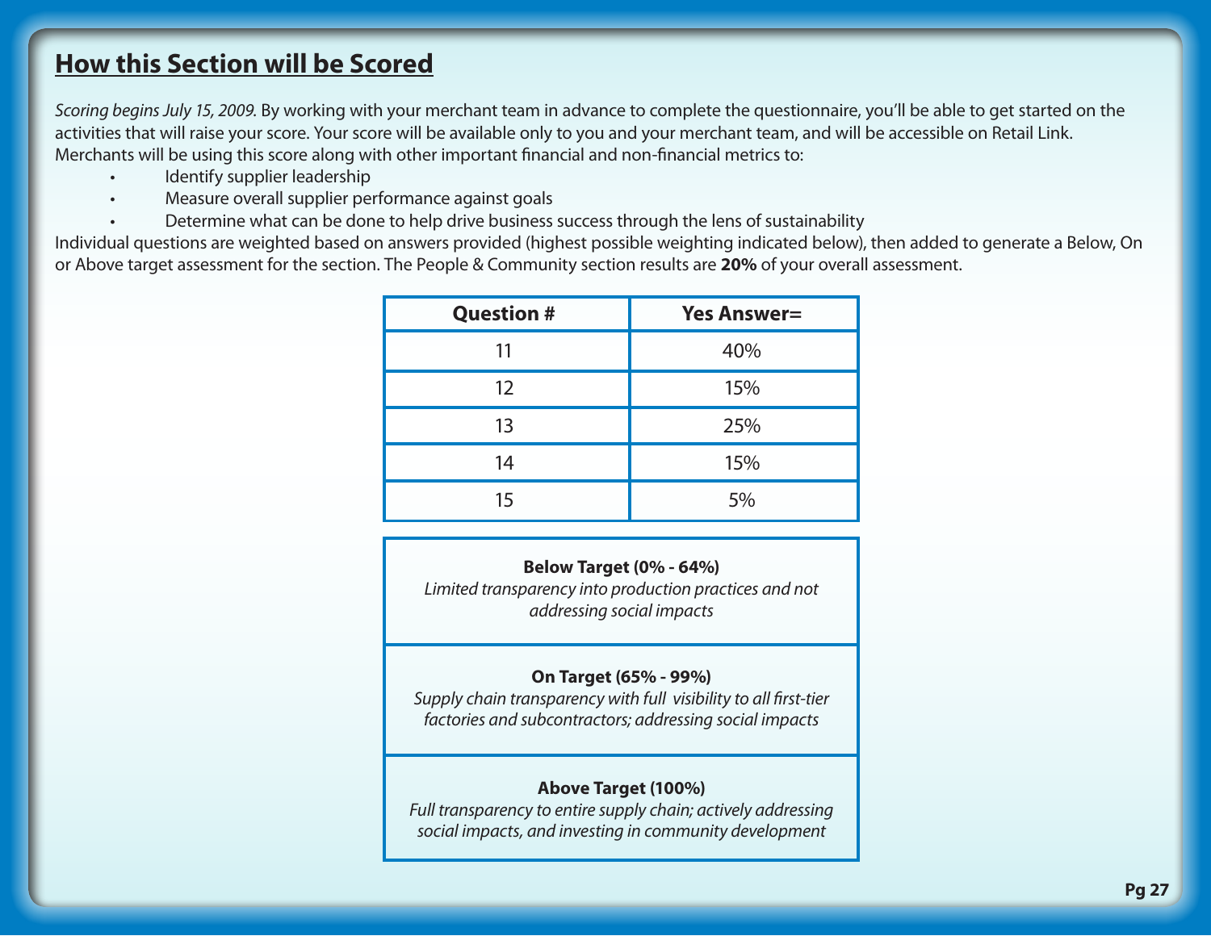## How this Section will be Scored

*Scoring begins July 15, 2009.* By working with your merchant team in advance to complete the questionnaire, you'll be able to get started on the activities that will raise your score. Your score will be available only to you and your merchant team, and will be accessible on Retail Link. Merchants will be using this score along with other important financial and non-financial metrics to:

- Identify supplier leadership
- Measure overall supplier performance against goals
- Determine what can be done to help drive business success through the lens of sustainability

Individual questions are weighted based on answers provided (highest possible weighting indicated below), then added to generate a Below, On or Above target assessment for the section. The People & Community section results are **20%** of your overall assessment.

| Question # | Yes Answer= |
|---|---|
| 11 | 40% |
| 12 | 15% |
| 13 | 25% |
| 14 | 15% |
| 15 | 5% |

**Below Target (0% - 64%)**
*Limited transparency into production practices and not addressing social impacts*

**On Target (65% - 99%)**
*Supply chain transparency with full visibility to all first-tier factories and subcontractors; addressing social impacts*

**Above Target (100%)**
*Full transparency to entire supply chain; actively addressing social impacts, and investing in community development*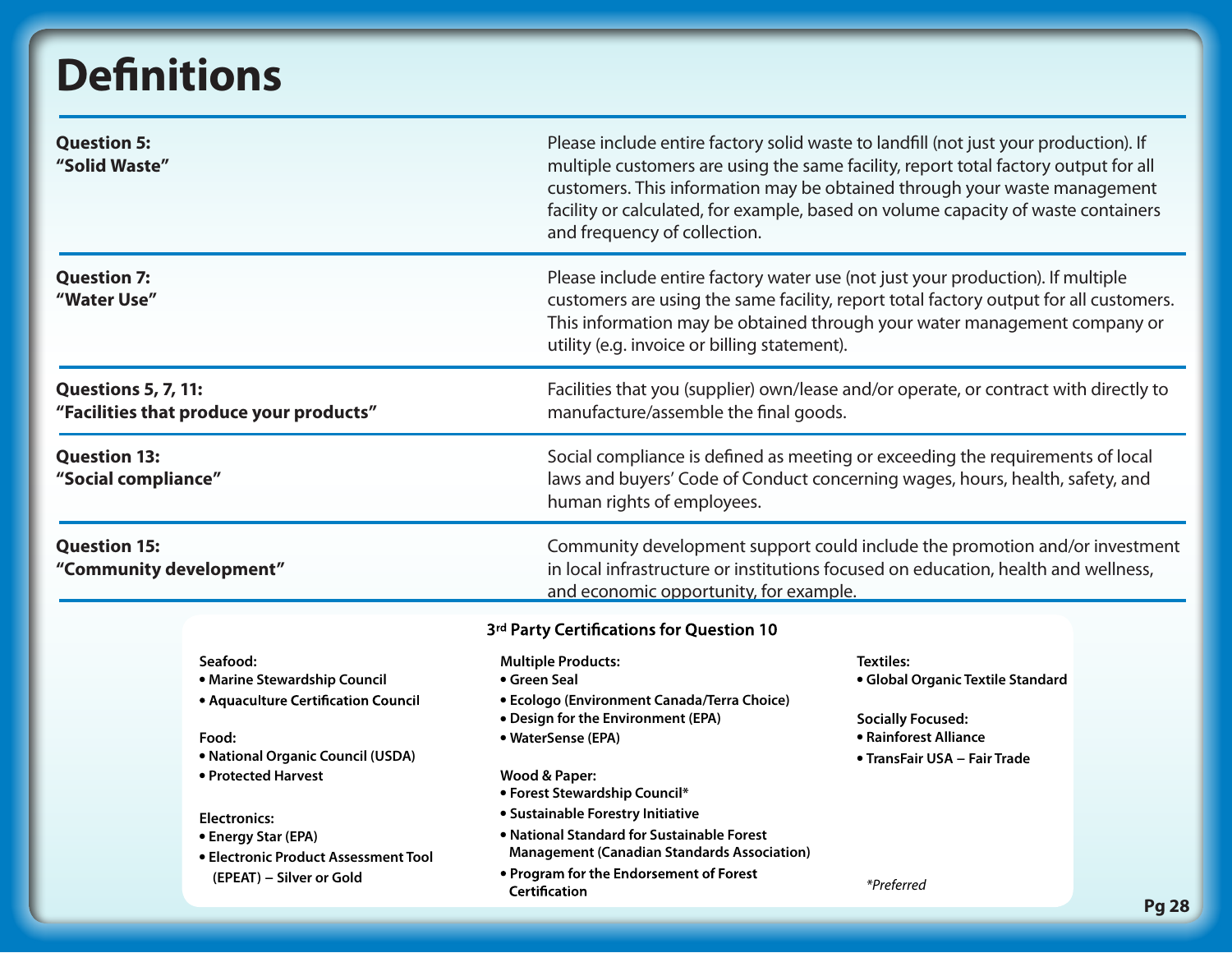# Definitions

| | |
|---|---|
| **Question 5:** **"Solid Waste"** | Please include entire factory solid waste to landfill (not just your production). If multiple customers are using the same facility, report total factory output for all customers. This information may be obtained through your waste management facility or calculated, for example, based on volume capacity of waste containers and frequency of collection. |
| **Question 7:** **"Water Use"** | Please include entire factory water use (not just your production). If multiple customers are using the same facility, report total factory output for all customers. This information may be obtained through your water management company or utility (e.g. invoice or billing statement). |
| **Questions 5, 7, 11:** **"Facilities that produce your products"** | Facilities that you (supplier) own/lease and/or operate, or contract with directly to manufacture/assemble the final goods. |
| **Question 13:** **"Social compliance"** | Social compliance is defined as meeting or exceeding the requirements of local laws and buyers' Code of Conduct concerning wages, hours, health, safety, and human rights of employees. |
| **Question 15:** **"Community development"** | Community development support could include the promotion and/or investment in local infrastructure or institutions focused on education, health and wellness, and economic opportunity, for example. |

## 3rd Party Certifications for Question 10

**Seafood:**
- Marine Stewardship Council
- Aquaculture Certification Council

**Food:**
- National Organic Council (USDA)
- Protected Harvest

**Electronics:**
- Energy Star (EPA)
- Electronic Product Assessment Tool (EPEAT) – Silver or Gold

**Multiple Products:**
- Green Seal
- Ecologo (Environment Canada/Terra Choice)
- Design for the Environment (EPA)
- WaterSense (EPA)

**Wood & Paper:**
- Forest Stewardship Council*
- Sustainable Forestry Initiative
- National Standard for Sustainable Forest Management (Canadian Standards Association)
- Program for the Endorsement of Forest Certification

**Textiles:**
- Global Organic Textile Standard

**Socially Focused:**
- Rainforest Alliance
- TransFair USA – Fair Trade

*Preferred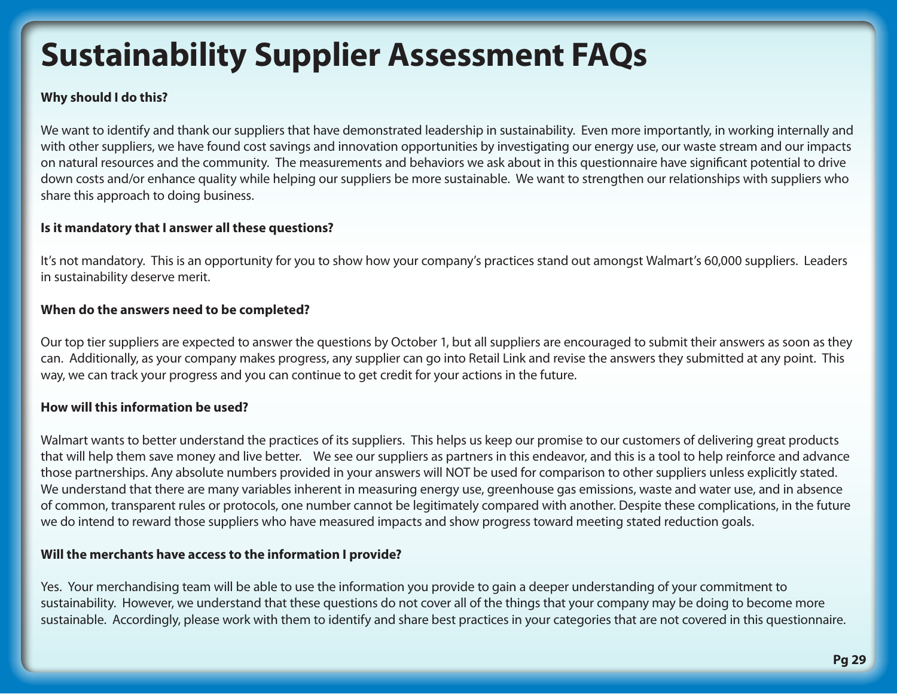# Sustainability Supplier Assessment FAQs

**Why should I do this?**

We want to identify and thank our suppliers that have demonstrated leadership in sustainability. Even more importantly, in working internally and with other suppliers, we have found cost savings and innovation opportunities by investigating our energy use, our waste stream and our impacts on natural resources and the community. The measurements and behaviors we ask about in this questionnaire have significant potential to drive down costs and/or enhance quality while helping our suppliers be more sustainable. We want to strengthen our relationships with suppliers who share this approach to doing business.

**Is it mandatory that I answer all these questions?**

It's not mandatory. This is an opportunity for you to show how your company's practices stand out amongst Walmart's 60,000 suppliers. Leaders in sustainability deserve merit.

**When do the answers need to be completed?**

Our top tier suppliers are expected to answer the questions by October 1, but all suppliers are encouraged to submit their answers as soon as they can. Additionally, as your company makes progress, any supplier can go into Retail Link and revise the answers they submitted at any point. This way, we can track your progress and you can continue to get credit for your actions in the future.

**How will this information be used?**

Walmart wants to better understand the practices of its suppliers. This helps us keep our promise to our customers of delivering great products that will help them save money and live better. We see our suppliers as partners in this endeavor, and this is a tool to help reinforce and advance those partnerships. Any absolute numbers provided in your answers will NOT be used for comparison to other suppliers unless explicitly stated. We understand that there are many variables inherent in measuring energy use, greenhouse gas emissions, waste and water use, and in absence of common, transparent rules or protocols, one number cannot be legitimately compared with another. Despite these complications, in the future we do intend to reward those suppliers who have measured impacts and show progress toward meeting stated reduction goals.

**Will the merchants have access to the information I provide?**

Yes. Your merchandising team will be able to use the information you provide to gain a deeper understanding of your commitment to sustainability. However, we understand that these questions do not cover all of the things that your company may be doing to become more sustainable. Accordingly, please work with them to identify and share best practices in your categories that are not covered in this questionnaire.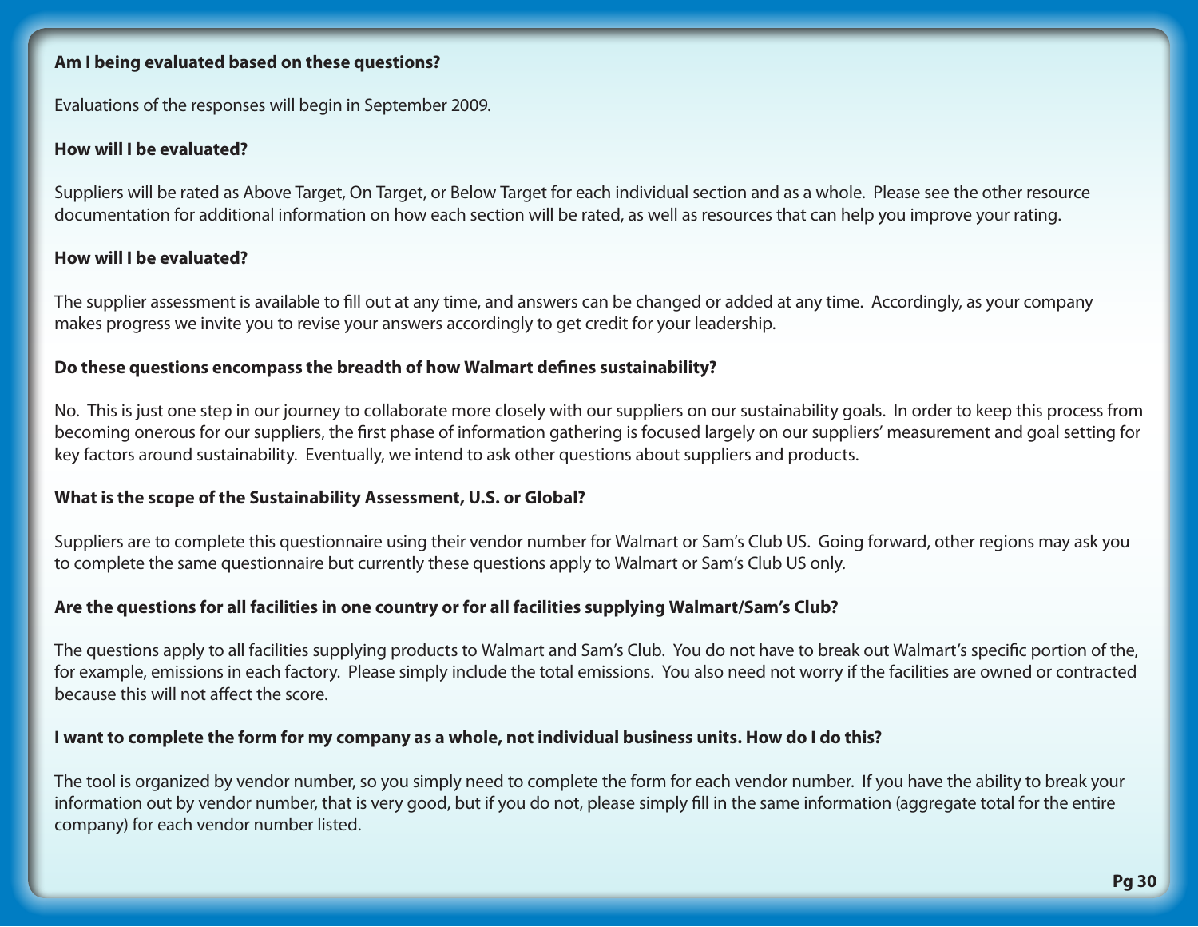**Am I being evaluated based on these questions?**

Evaluations of the responses will begin in September 2009.

**How will I be evaluated?**

Suppliers will be rated as Above Target, On Target, or Below Target for each individual section and as a whole. Please see the other resource documentation for additional information on how each section will be rated, as well as resources that can help you improve your rating.

**How will I be evaluated?**

The supplier assessment is available to fill out at any time, and answers can be changed or added at any time. Accordingly, as your company makes progress we invite you to revise your answers accordingly to get credit for your leadership.

**Do these questions encompass the breadth of how Walmart defines sustainability?**

No. This is just one step in our journey to collaborate more closely with our suppliers on our sustainability goals. In order to keep this process from becoming onerous for our suppliers, the first phase of information gathering is focused largely on our suppliers' measurement and goal setting for key factors around sustainability. Eventually, we intend to ask other questions about suppliers and products.

**What is the scope of the Sustainability Assessment, U.S. or Global?**

Suppliers are to complete this questionnaire using their vendor number for Walmart or Sam's Club US. Going forward, other regions may ask you to complete the same questionnaire but currently these questions apply to Walmart or Sam's Club US only.

**Are the questions for all facilities in one country or for all facilities supplying Walmart/Sam's Club?**

The questions apply to all facilities supplying products to Walmart and Sam's Club. You do not have to break out Walmart's specific portion of the, for example, emissions in each factory. Please simply include the total emissions. You also need not worry if the facilities are owned or contracted because this will not affect the score.

**I want to complete the form for my company as a whole, not individual business units. How do I do this?**

The tool is organized by vendor number, so you simply need to complete the form for each vendor number. If you have the ability to break your information out by vendor number, that is very good, but if you do not, please simply fill in the same information (aggregate total for the entire company) for each vendor number listed.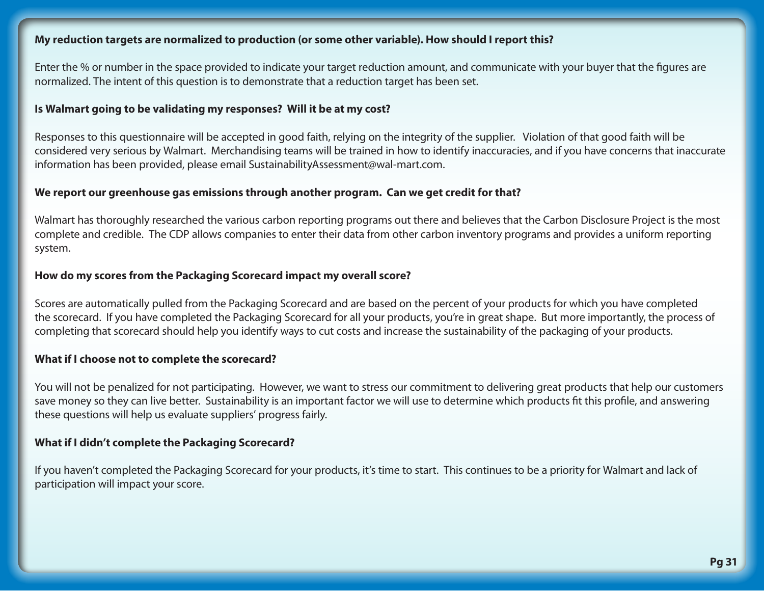**My reduction targets are normalized to production (or some other variable). How should I report this?**

Enter the % or number in the space provided to indicate your target reduction amount, and communicate with your buyer that the figures are normalized. The intent of this question is to demonstrate that a reduction target has been set.

**Is Walmart going to be validating my responses? Will it be at my cost?**

Responses to this questionnaire will be accepted in good faith, relying on the integrity of the supplier. Violation of that good faith will be considered very serious by Walmart. Merchandising teams will be trained in how to identify inaccuracies, and if you have concerns that inaccurate information has been provided, please email SustainabilityAssessment@wal-mart.com.

**We report our greenhouse gas emissions through another program. Can we get credit for that?**

Walmart has thoroughly researched the various carbon reporting programs out there and believes that the Carbon Disclosure Project is the most complete and credible. The CDP allows companies to enter their data from other carbon inventory programs and provides a uniform reporting system.

**How do my scores from the Packaging Scorecard impact my overall score?**

Scores are automatically pulled from the Packaging Scorecard and are based on the percent of your products for which you have completed the scorecard. If you have completed the Packaging Scorecard for all your products, you're in great shape. But more importantly, the process of completing that scorecard should help you identify ways to cut costs and increase the sustainability of the packaging of your products.

**What if I choose not to complete the scorecard?**

You will not be penalized for not participating. However, we want to stress our commitment to delivering great products that help our customers save money so they can live better. Sustainability is an important factor we will use to determine which products fit this profile, and answering these questions will help us evaluate suppliers' progress fairly.

**What if I didn't complete the Packaging Scorecard?**

If you haven't completed the Packaging Scorecard for your products, it's time to start. This continues to be a priority for Walmart and lack of participation will impact your score.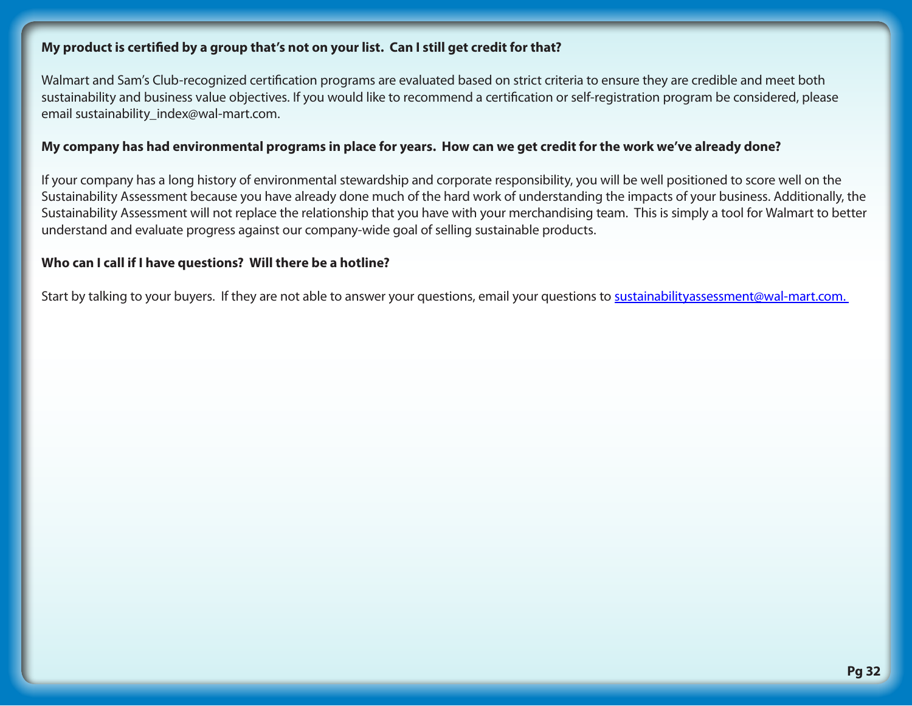**My product is certified by a group that's not on your list. Can I still get credit for that?**

Walmart and Sam's Club-recognized certification programs are evaluated based on strict criteria to ensure they are credible and meet both sustainability and business value objectives. If you would like to recommend a certification or self-registration program be considered, please email sustainability_index@wal-mart.com.

**My company has had environmental programs in place for years. How can we get credit for the work we've already done?**

If your company has a long history of environmental stewardship and corporate responsibility, you will be well positioned to score well on the Sustainability Assessment because you have already done much of the hard work of understanding the impacts of your business. Additionally, the Sustainability Assessment will not replace the relationship that you have with your merchandising team. This is simply a tool for Walmart to better understand and evaluate progress against our company-wide goal of selling sustainable products.

**Who can I call if I have questions? Will there be a hotline?**

Start by talking to your buyers. If they are not able to answer your questions, email your questions to sustainabilityassessment@wal-mart.com.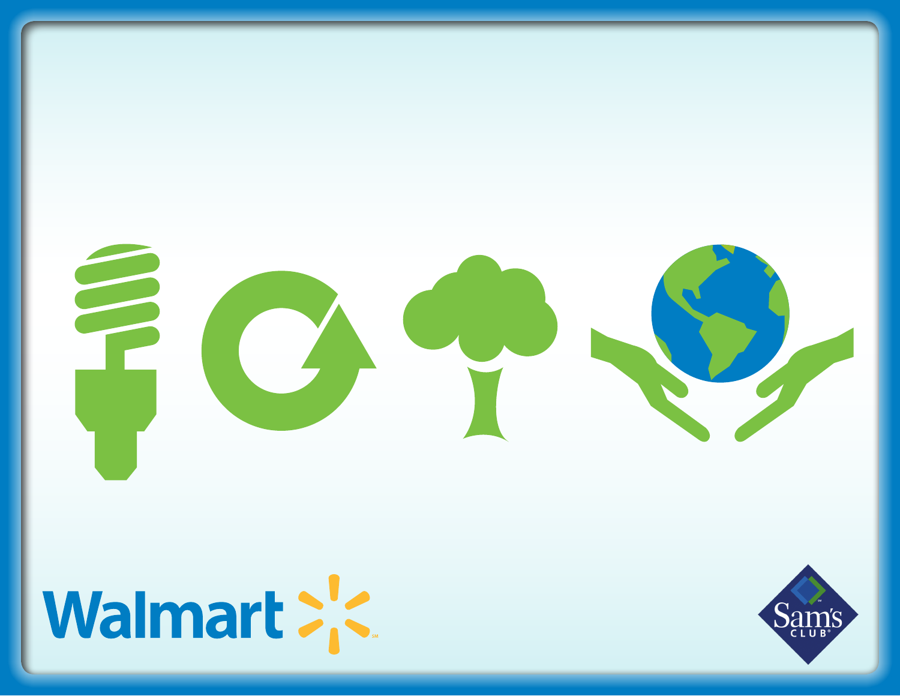Walmart

Sam's Club